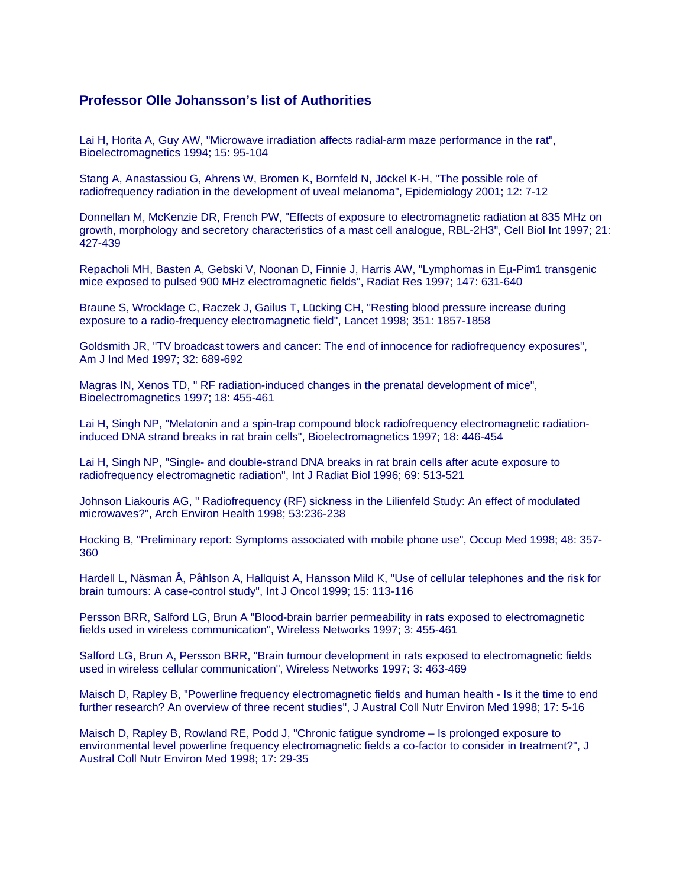## Professor Olle Johansson's list of Authorities

Lai H, Horita A, Guy AW, "Microwave irradiation affects radial-arm maze performance in the rat", Bioelectromagnetics 1994; 15: 95-104

Stang A, Anastassiou G, Ahrens W, Bromen K, Bornfeld N, Jöckel K-H, "The possible role of radiofrequency radiation in the development of uveal melanoma", Epidemiology 2001; 12: 7-12

Donnellan M, McKenzie DR, French PW, "Effects of exposure to electromagnetic radiation at 835 MHz on growth, morphology and secretory characteristics of a mast cell analogue, RBL-2H3", Cell Biol Int 1997; 21: 427-439

Repacholi MH, Basten A, Gebski V, Noonan D, Finnie J, Harris AW, "Lymphomas in Eμ-Pim1 transgenic mice exposed to pulsed 900 MHz electromagnetic fields", Radiat Res 1997; 147: 631-640

Braune S, Wrocklage C, Raczek J, Gailus T, Lücking CH, "Resting blood pressure increase during exposure to a radio-frequency electromagnetic field", Lancet 1998; 351: 1857-1858

Goldsmith JR, "TV broadcast towers and cancer: The end of innocence for radiofrequency exposures", Am J Ind Med 1997; 32: 689-692

Magras IN, Xenos TD, " RF radiation-induced changes in the prenatal development of mice", Bioelectromagnetics 1997; 18: 455-461

Lai H, Singh NP, "Melatonin and a spin-trap compound block radiofrequency electromagnetic radiation-induced DNA strand breaks in rat brain cells", Bioelectromagnetics 1997; 18: 446-454

Lai H, Singh NP, "Single- and double-strand DNA breaks in rat brain cells after acute exposure to radiofrequency electromagnetic radiation", Int J Radiat Biol 1996; 69: 513-521

Johnson Liakouris AG, " Radiofrequency (RF) sickness in the Lilienfeld Study: An effect of modulated microwaves?", Arch Environ Health 1998; 53:236-238

Hocking B, "Preliminary report: Symptoms associated with mobile phone use", Occup Med 1998; 48: 357-360

Hardell L, Näsman Å, Påhlson A, Hallquist A, Hansson Mild K, "Use of cellular telephones and the risk for brain tumours: A case-control study", Int J Oncol 1999; 15: 113-116

Persson BRR, Salford LG, Brun A "Blood-brain barrier permeability in rats exposed to electromagnetic fields used in wireless communication", Wireless Networks 1997; 3: 455-461

Salford LG, Brun A, Persson BRR, "Brain tumour development in rats exposed to electromagnetic fields used in wireless cellular communication", Wireless Networks 1997; 3: 463-469

Maisch D, Rapley B, "Powerline frequency electromagnetic fields and human health - Is it the time to end further research? An overview of three recent studies", J Austral Coll Nutr Environ Med 1998; 17: 5-16

Maisch D, Rapley B, Rowland RE, Podd J, "Chronic fatigue syndrome – Is prolonged exposure to environmental level powerline frequency electromagnetic fields a co-factor to consider in treatment?", J Austral Coll Nutr Environ Med 1998; 17: 29-35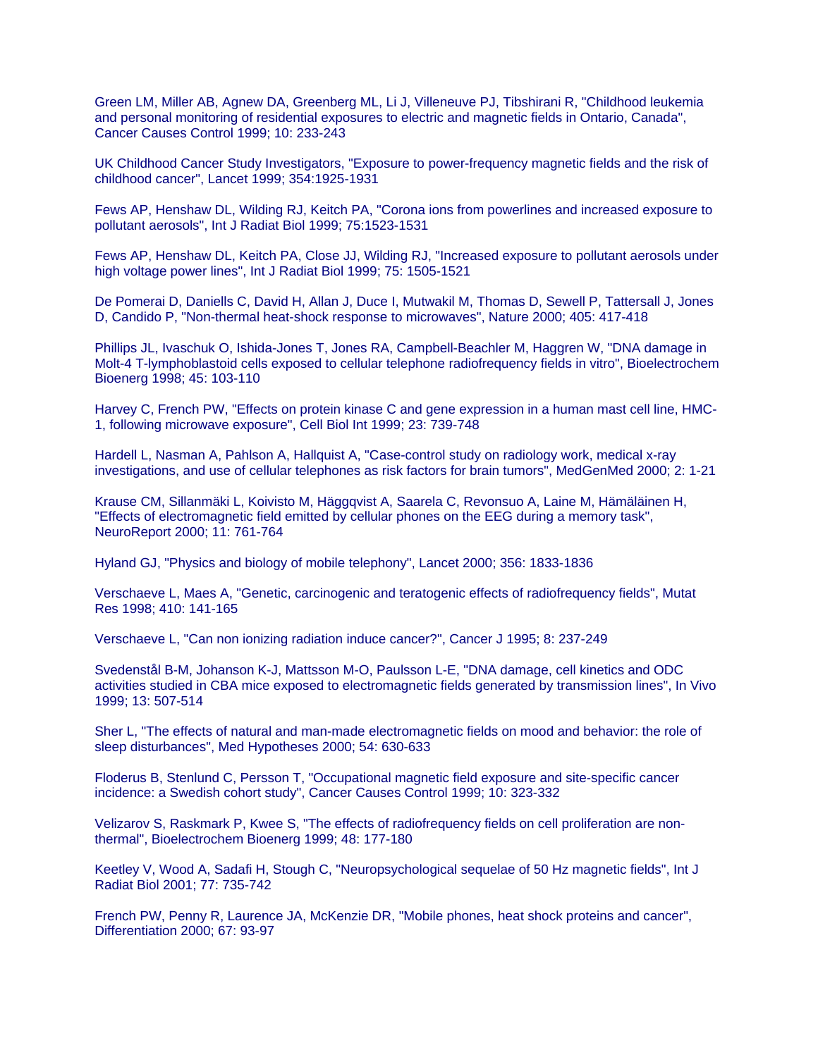Green LM, Miller AB, Agnew DA, Greenberg ML, Li J, Villeneuve PJ, Tibshirani R, "Childhood leukemia and personal monitoring of residential exposures to electric and magnetic fields in Ontario, Canada", Cancer Causes Control 1999; 10: 233-243

UK Childhood Cancer Study Investigators, "Exposure to power-frequency magnetic fields and the risk of childhood cancer", Lancet 1999; 354:1925-1931

Fews AP, Henshaw DL, Wilding RJ, Keitch PA, "Corona ions from powerlines and increased exposure to pollutant aerosols", Int J Radiat Biol 1999; 75:1523-1531

Fews AP, Henshaw DL, Keitch PA, Close JJ, Wilding RJ, "Increased exposure to pollutant aerosols under high voltage power lines", Int J Radiat Biol 1999; 75: 1505-1521

De Pomerai D, Daniells C, David H, Allan J, Duce I, Mutwakil M, Thomas D, Sewell P, Tattersall J, Jones D, Candido P, "Non-thermal heat-shock response to microwaves", Nature 2000; 405: 417-418

Phillips JL, Ivaschuk O, Ishida-Jones T, Jones RA, Campbell-Beachler M, Haggren W, "DNA damage in Molt-4 T-lymphoblastoid cells exposed to cellular telephone radiofrequency fields in vitro", Bioelectrochem Bioenerg 1998; 45: 103-110

Harvey C, French PW, "Effects on protein kinase C and gene expression in a human mast cell line, HMC-1, following microwave exposure", Cell Biol Int 1999; 23: 739-748

Hardell L, Nasman A, Pahlson A, Hallquist A, "Case-control study on radiology work, medical x-ray investigations, and use of cellular telephones as risk factors for brain tumors", MedGenMed 2000; 2: 1-21

Krause CM, Sillanmäki L, Koivisto M, Häggqvist A, Saarela C, Revonsuo A, Laine M, Hämäläinen H, "Effects of electromagnetic field emitted by cellular phones on the EEG during a memory task", NeuroReport 2000; 11: 761-764

Hyland GJ, "Physics and biology of mobile telephony", Lancet 2000; 356: 1833-1836

Verschaeve L, Maes A, "Genetic, carcinogenic and teratogenic effects of radiofrequency fields", Mutat Res 1998; 410: 141-165

Verschaeve L, "Can non ionizing radiation induce cancer?", Cancer J 1995; 8: 237-249

Svedenstål B-M, Johanson K-J, Mattsson M-O, Paulsson L-E, "DNA damage, cell kinetics and ODC activities studied in CBA mice exposed to electromagnetic fields generated by transmission lines", In Vivo 1999; 13: 507-514

Sher L, "The effects of natural and man-made electromagnetic fields on mood and behavior: the role of sleep disturbances", Med Hypotheses 2000; 54: 630-633

Floderus B, Stenlund C, Persson T, "Occupational magnetic field exposure and site-specific cancer incidence: a Swedish cohort study", Cancer Causes Control 1999; 10: 323-332

Velizarov S, Raskmark P, Kwee S, "The effects of radiofrequency fields on cell proliferation are non-thermal", Bioelectrochem Bioenerg 1999; 48: 177-180

Keetley V, Wood A, Sadafi H, Stough C, "Neuropsychological sequelae of 50 Hz magnetic fields", Int J Radiat Biol 2001; 77: 735-742

French PW, Penny R, Laurence JA, McKenzie DR, "Mobile phones, heat shock proteins and cancer", Differentiation 2000; 67: 93-97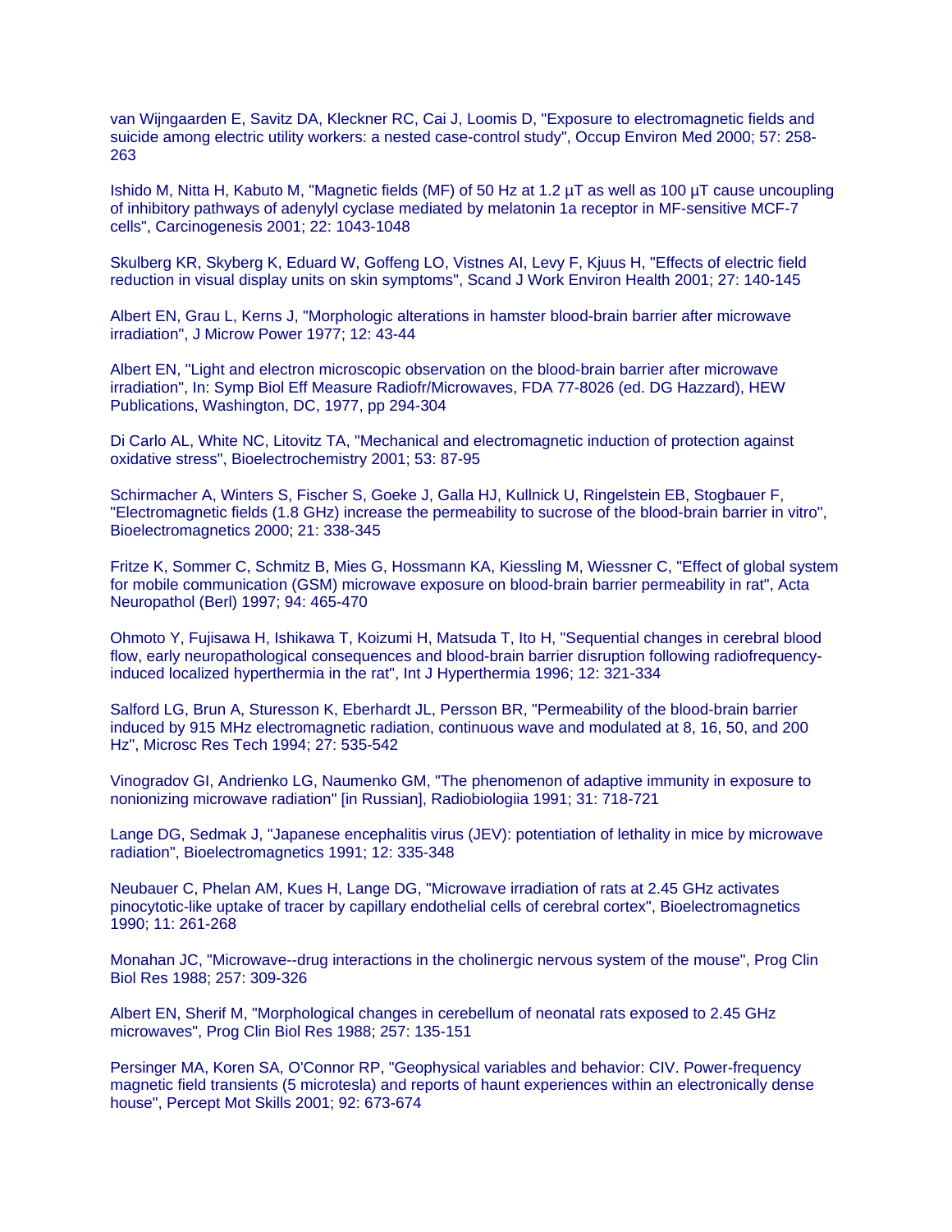van Wijngaarden E, Savitz DA, Kleckner RC, Cai J, Loomis D, "Exposure to electromagnetic fields and suicide among electric utility workers: a nested case-control study", Occup Environ Med 2000; 57: 258-263

Ishido M, Nitta H, Kabuto M, "Magnetic fields (MF) of 50 Hz at 1.2 µT as well as 100 µT cause uncoupling of inhibitory pathways of adenylyl cyclase mediated by melatonin 1a receptor in MF-sensitive MCF-7 cells", Carcinogenesis 2001; 22: 1043-1048

Skulberg KR, Skyberg K, Eduard W, Goffeng LO, Vistnes AI, Levy F, Kjuus H, "Effects of electric field reduction in visual display units on skin symptoms", Scand J Work Environ Health 2001; 27: 140-145

Albert EN, Grau L, Kerns J, "Morphologic alterations in hamster blood-brain barrier after microwave irradiation", J Microw Power 1977; 12: 43-44

Albert EN, "Light and electron microscopic observation on the blood-brain barrier after microwave irradiation", In: Symp Biol Eff Measure Radiofr/Microwaves, FDA 77-8026 (ed. DG Hazzard), HEW Publications, Washington, DC, 1977, pp 294-304

Di Carlo AL, White NC, Litovitz TA, "Mechanical and electromagnetic induction of protection against oxidative stress", Bioelectrochemistry 2001; 53: 87-95

Schirmacher A, Winters S, Fischer S, Goeke J, Galla HJ, Kullnick U, Ringelstein EB, Stogbauer F, "Electromagnetic fields (1.8 GHz) increase the permeability to sucrose of the blood-brain barrier in vitro", Bioelectromagnetics 2000; 21: 338-345

Fritze K, Sommer C, Schmitz B, Mies G, Hossmann KA, Kiessling M, Wiessner C, "Effect of global system for mobile communication (GSM) microwave exposure on blood-brain barrier permeability in rat", Acta Neuropathol (Berl) 1997; 94: 465-470

Ohmoto Y, Fujisawa H, Ishikawa T, Koizumi H, Matsuda T, Ito H, "Sequential changes in cerebral blood flow, early neuropathological consequences and blood-brain barrier disruption following radiofrequency-induced localized hyperthermia in the rat", Int J Hyperthermia 1996; 12: 321-334

Salford LG, Brun A, Sturesson K, Eberhardt JL, Persson BR, "Permeability of the blood-brain barrier induced by 915 MHz electromagnetic radiation, continuous wave and modulated at 8, 16, 50, and 200 Hz", Microsc Res Tech 1994; 27: 535-542

Vinogradov GI, Andrienko LG, Naumenko GM, "The phenomenon of adaptive immunity in exposure to nonionizing microwave radiation" [in Russian], Radiobiologiia 1991; 31: 718-721

Lange DG, Sedmak J, "Japanese encephalitis virus (JEV): potentiation of lethality in mice by microwave radiation", Bioelectromagnetics 1991; 12: 335-348

Neubauer C, Phelan AM, Kues H, Lange DG, "Microwave irradiation of rats at 2.45 GHz activates pinocytotic-like uptake of tracer by capillary endothelial cells of cerebral cortex", Bioelectromagnetics 1990; 11: 261-268

Monahan JC, "Microwave--drug interactions in the cholinergic nervous system of the mouse", Prog Clin Biol Res 1988; 257: 309-326

Albert EN, Sherif M, "Morphological changes in cerebellum of neonatal rats exposed to 2.45 GHz microwaves", Prog Clin Biol Res 1988; 257: 135-151

Persinger MA, Koren SA, O'Connor RP, "Geophysical variables and behavior: CIV. Power-frequency magnetic field transients (5 microtesla) and reports of haunt experiences within an electronically dense house", Percept Mot Skills 2001; 92: 673-674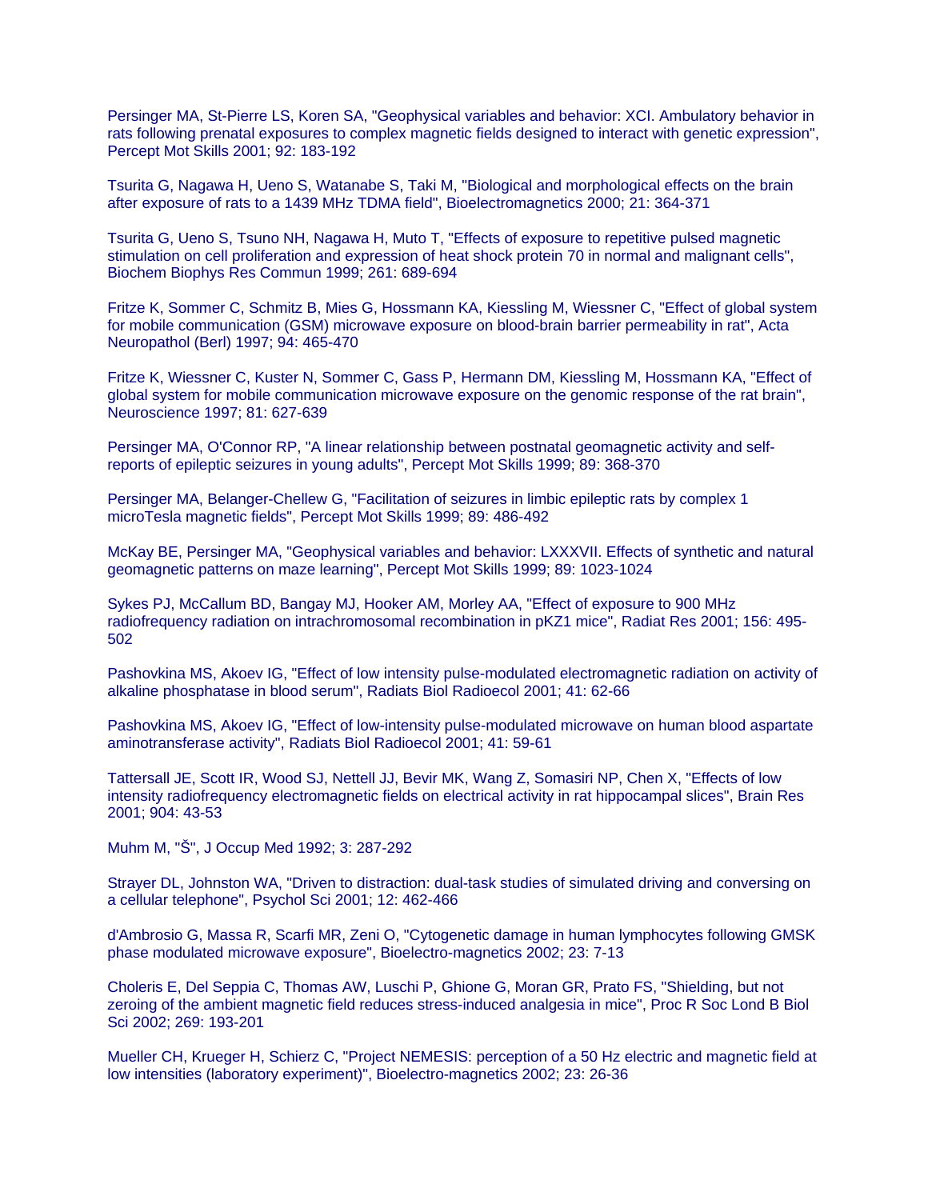Persinger MA, St-Pierre LS, Koren SA, "Geophysical variables and behavior: XCI. Ambulatory behavior in rats following prenatal exposures to complex magnetic fields designed to interact with genetic expression", Percept Mot Skills 2001; 92: 183-192

Tsurita G, Nagawa H, Ueno S, Watanabe S, Taki M, "Biological and morphological effects on the brain after exposure of rats to a 1439 MHz TDMA field", Bioelectromagnetics 2000; 21: 364-371

Tsurita G, Ueno S, Tsuno NH, Nagawa H, Muto T, "Effects of exposure to repetitive pulsed magnetic stimulation on cell proliferation and expression of heat shock protein 70 in normal and malignant cells", Biochem Biophys Res Commun 1999; 261: 689-694

Fritze K, Sommer C, Schmitz B, Mies G, Hossmann KA, Kiessling M, Wiessner C, "Effect of global system for mobile communication (GSM) microwave exposure on blood-brain barrier permeability in rat", Acta Neuropathol (Berl) 1997; 94: 465-470

Fritze K, Wiessner C, Kuster N, Sommer C, Gass P, Hermann DM, Kiessling M, Hossmann KA, "Effect of global system for mobile communication microwave exposure on the genomic response of the rat brain", Neuroscience 1997; 81: 627-639

Persinger MA, O'Connor RP, "A linear relationship between postnatal geomagnetic activity and self-reports of epileptic seizures in young adults", Percept Mot Skills 1999; 89: 368-370

Persinger MA, Belanger-Chellew G, "Facilitation of seizures in limbic epileptic rats by complex 1 microTesla magnetic fields", Percept Mot Skills 1999; 89: 486-492

McKay BE, Persinger MA, "Geophysical variables and behavior: LXXXVII. Effects of synthetic and natural geomagnetic patterns on maze learning", Percept Mot Skills 1999; 89: 1023-1024

Sykes PJ, McCallum BD, Bangay MJ, Hooker AM, Morley AA, "Effect of exposure to 900 MHz radiofrequency radiation on intrachromosomal recombination in pKZ1 mice", Radiat Res 2001; 156: 495-502

Pashovkina MS, Akoev IG, "Effect of low intensity pulse-modulated electromagnetic radiation on activity of alkaline phosphatase in blood serum", Radiats Biol Radioecol 2001; 41: 62-66

Pashovkina MS, Akoev IG, "Effect of low-intensity pulse-modulated microwave on human blood aspartate aminotransferase activity", Radiats Biol Radioecol 2001; 41: 59-61

Tattersall JE, Scott IR, Wood SJ, Nettell JJ, Bevir MK, Wang Z, Somasiri NP, Chen X, "Effects of low intensity radiofrequency electromagnetic fields on electrical activity in rat hippocampal slices", Brain Res 2001; 904: 43-53

Muhm M, "Š", J Occup Med 1992; 3: 287-292

Strayer DL, Johnston WA, "Driven to distraction: dual-task studies of simulated driving and conversing on a cellular telephone", Psychol Sci 2001; 12: 462-466

d'Ambrosio G, Massa R, Scarfi MR, Zeni O, "Cytogenetic damage in human lymphocytes following GMSK phase modulated microwave exposure", Bioelectro-magnetics 2002; 23: 7-13

Choleris E, Del Seppia C, Thomas AW, Luschi P, Ghione G, Moran GR, Prato FS, "Shielding, but not zeroing of the ambient magnetic field reduces stress-induced analgesia in mice", Proc R Soc Lond B Biol Sci 2002; 269: 193-201

Mueller CH, Krueger H, Schierz C, "Project NEMESIS: perception of a 50 Hz electric and magnetic field at low intensities (laboratory experiment)", Bioelectro-magnetics 2002; 23: 26-36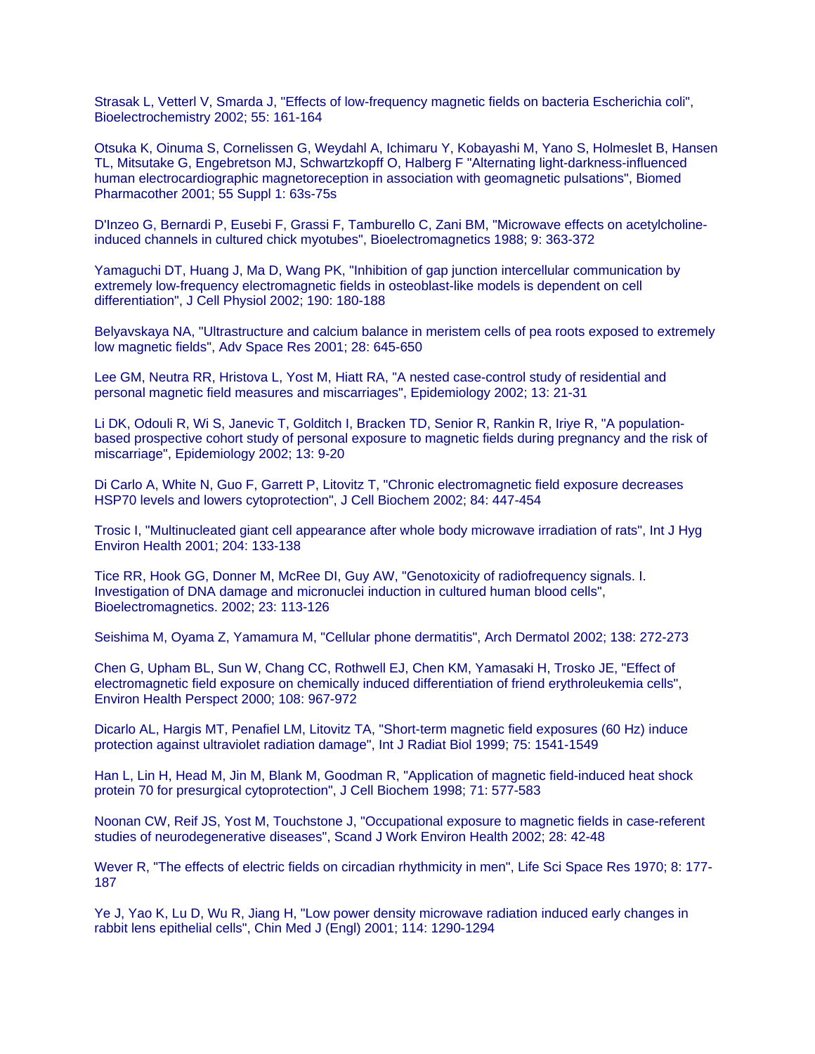Strasak L, Vetterl V, Smarda J, "Effects of low-frequency magnetic fields on bacteria Escherichia coli", Bioelectrochemistry 2002; 55: 161-164

Otsuka K, Oinuma S, Cornelissen G, Weydahl A, Ichimaru Y, Kobayashi M, Yano S, Holmeslet B, Hansen TL, Mitsutake G, Engebretson MJ, Schwartzkopff O, Halberg F "Alternating light-darkness-influenced human electrocardiographic magnetoreception in association with geomagnetic pulsations", Biomed Pharmacother 2001; 55 Suppl 1: 63s-75s

D'Inzeo G, Bernardi P, Eusebi F, Grassi F, Tamburello C, Zani BM, "Microwave effects on acetylcholine-induced channels in cultured chick myotubes", Bioelectromagnetics 1988; 9: 363-372

Yamaguchi DT, Huang J, Ma D, Wang PK, "Inhibition of gap junction intercellular communication by extremely low-frequency electromagnetic fields in osteoblast-like models is dependent on cell differentiation", J Cell Physiol 2002; 190: 180-188

Belyavskaya NA, "Ultrastructure and calcium balance in meristem cells of pea roots exposed to extremely low magnetic fields", Adv Space Res 2001; 28: 645-650

Lee GM, Neutra RR, Hristova L, Yost M, Hiatt RA, "A nested case-control study of residential and personal magnetic field measures and miscarriages", Epidemiology 2002; 13: 21-31

Li DK, Odouli R, Wi S, Janevic T, Golditch I, Bracken TD, Senior R, Rankin R, Iriye R, "A population-based prospective cohort study of personal exposure to magnetic fields during pregnancy and the risk of miscarriage", Epidemiology 2002; 13: 9-20

Di Carlo A, White N, Guo F, Garrett P, Litovitz T, "Chronic electromagnetic field exposure decreases HSP70 levels and lowers cytoprotection", J Cell Biochem 2002; 84: 447-454

Trosic I, "Multinucleated giant cell appearance after whole body microwave irradiation of rats", Int J Hyg Environ Health 2001; 204: 133-138

Tice RR, Hook GG, Donner M, McRee DI, Guy AW, "Genotoxicity of radiofrequency signals. I. Investigation of DNA damage and micronuclei induction in cultured human blood cells", Bioelectromagnetics. 2002; 23: 113-126

Seishima M, Oyama Z, Yamamura M, "Cellular phone dermatitis", Arch Dermatol 2002; 138: 272-273

Chen G, Upham BL, Sun W, Chang CC, Rothwell EJ, Chen KM, Yamasaki H, Trosko JE, "Effect of electromagnetic field exposure on chemically induced differentiation of friend erythroleukemia cells", Environ Health Perspect 2000; 108: 967-972

Dicarlo AL, Hargis MT, Penafiel LM, Litovitz TA, "Short-term magnetic field exposures (60 Hz) induce protection against ultraviolet radiation damage", Int J Radiat Biol 1999; 75: 1541-1549

Han L, Lin H, Head M, Jin M, Blank M, Goodman R, "Application of magnetic field-induced heat shock protein 70 for presurgical cytoprotection", J Cell Biochem 1998; 71: 577-583

Noonan CW, Reif JS, Yost M, Touchstone J, "Occupational exposure to magnetic fields in case-referent studies of neurodegenerative diseases", Scand J Work Environ Health 2002; 28: 42-48

Wever R, "The effects of electric fields on circadian rhythmicity in men", Life Sci Space Res 1970; 8: 177-187

Ye J, Yao K, Lu D, Wu R, Jiang H, "Low power density microwave radiation induced early changes in rabbit lens epithelial cells", Chin Med J (Engl) 2001; 114: 1290-1294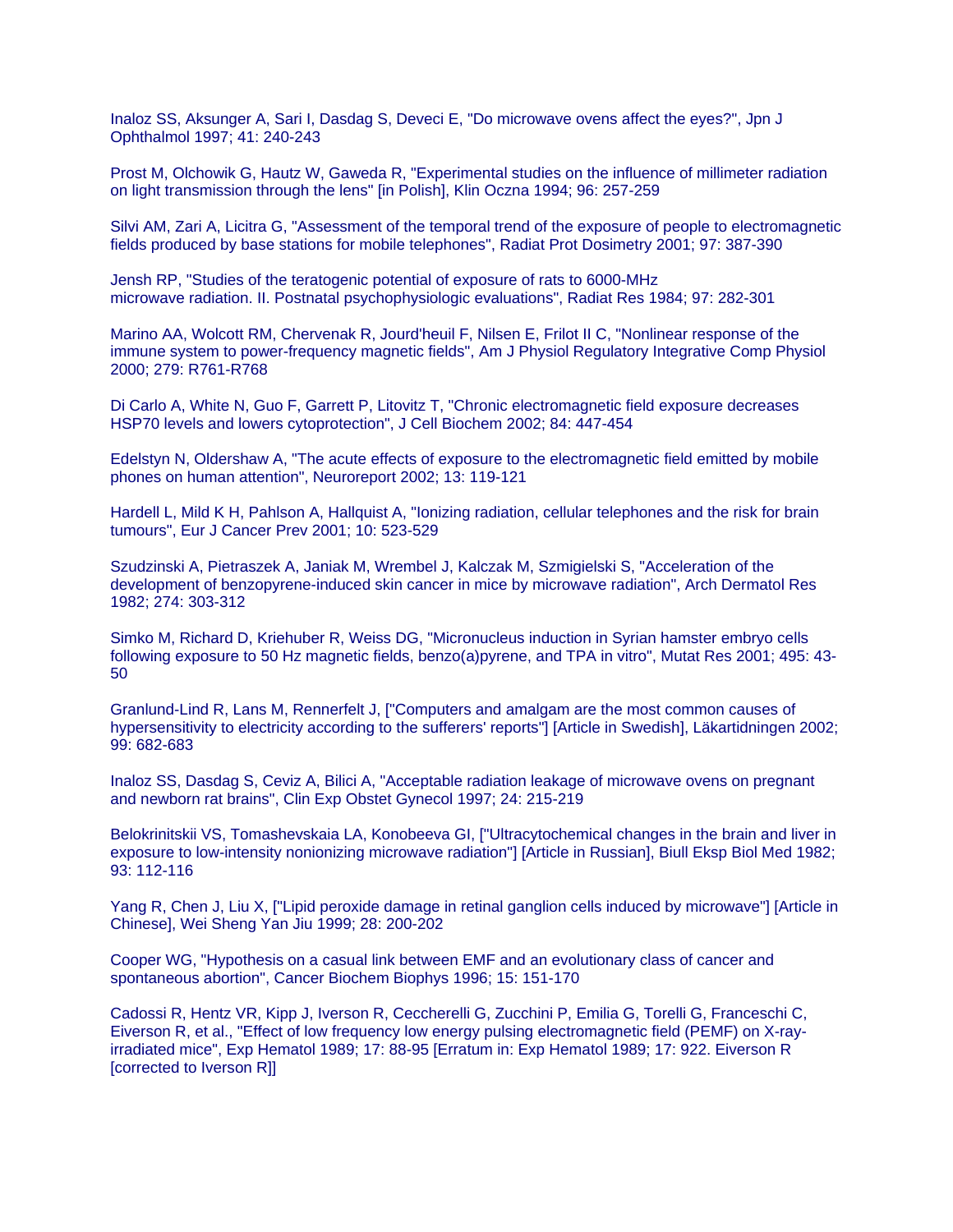Inaloz SS, Aksunger A, Sari I, Dasdag S, Deveci E, "Do microwave ovens affect the eyes?", Jpn J Ophthalmol 1997; 41: 240-243

Prost M, Olchowik G, Hautz W, Gaweda R, "Experimental studies on the influence of millimeter radiation on light transmission through the lens" [in Polish], Klin Oczna 1994; 96: 257-259

Silvi AM, Zari A, Licitra G, "Assessment of the temporal trend of the exposure of people to electromagnetic fields produced by base stations for mobile telephones", Radiat Prot Dosimetry 2001; 97: 387-390

Jensh RP, "Studies of the teratogenic potential of exposure of rats to 6000-MHz microwave radiation. II. Postnatal psychophysiologic evaluations", Radiat Res 1984; 97: 282-301

Marino AA, Wolcott RM, Chervenak R, Jourd'heuil F, Nilsen E, Frilot II C, "Nonlinear response of the immune system to power-frequency magnetic fields", Am J Physiol Regulatory Integrative Comp Physiol 2000; 279: R761-R768

Di Carlo A, White N, Guo F, Garrett P, Litovitz T, "Chronic electromagnetic field exposure decreases HSP70 levels and lowers cytoprotection", J Cell Biochem 2002; 84: 447-454

Edelstyn N, Oldershaw A, "The acute effects of exposure to the electromagnetic field emitted by mobile phones on human attention", Neuroreport 2002; 13: 119-121

Hardell L, Mild K H, Pahlson A, Hallquist A, "Ionizing radiation, cellular telephones and the risk for brain tumours", Eur J Cancer Prev 2001; 10: 523-529

Szudzinski A, Pietraszek A, Janiak M, Wrembel J, Kalczak M, Szmigielski S, "Acceleration of the development of benzopyrene-induced skin cancer in mice by microwave radiation", Arch Dermatol Res 1982; 274: 303-312

Simko M, Richard D, Kriehuber R, Weiss DG, "Micronucleus induction in Syrian hamster embryo cells following exposure to 50 Hz magnetic fields, benzo(a)pyrene, and TPA in vitro", Mutat Res 2001; 495: 43-50

Granlund-Lind R, Lans M, Rennerfelt J, ["Computers and amalgam are the most common causes of hypersensitivity to electricity according to the sufferers' reports"] [Article in Swedish], Läkartidningen 2002; 99: 682-683

Inaloz SS, Dasdag S, Ceviz A, Bilici A, "Acceptable radiation leakage of microwave ovens on pregnant and newborn rat brains", Clin Exp Obstet Gynecol 1997; 24: 215-219

Belokrinitskii VS, Tomashevskaia LA, Konobeeva GI, ["Ultracytochemical changes in the brain and liver in exposure to low-intensity nonionizing microwave radiation"] [Article in Russian], Biull Eksp Biol Med 1982; 93: 112-116

Yang R, Chen J, Liu X, ["Lipid peroxide damage in retinal ganglion cells induced by microwave"] [Article in Chinese], Wei Sheng Yan Jiu 1999; 28: 200-202

Cooper WG, "Hypothesis on a casual link between EMF and an evolutionary class of cancer and spontaneous abortion", Cancer Biochem Biophys 1996; 15: 151-170

Cadossi R, Hentz VR, Kipp J, Iverson R, Ceccherelli G, Zucchini P, Emilia G, Torelli G, Franceschi C, Eiverson R, et al., "Effect of low frequency low energy pulsing electromagnetic field (PEMF) on X-ray-irradiated mice", Exp Hematol 1989; 17: 88-95 [Erratum in: Exp Hematol 1989; 17: 922. Eiverson R [corrected to Iverson R]]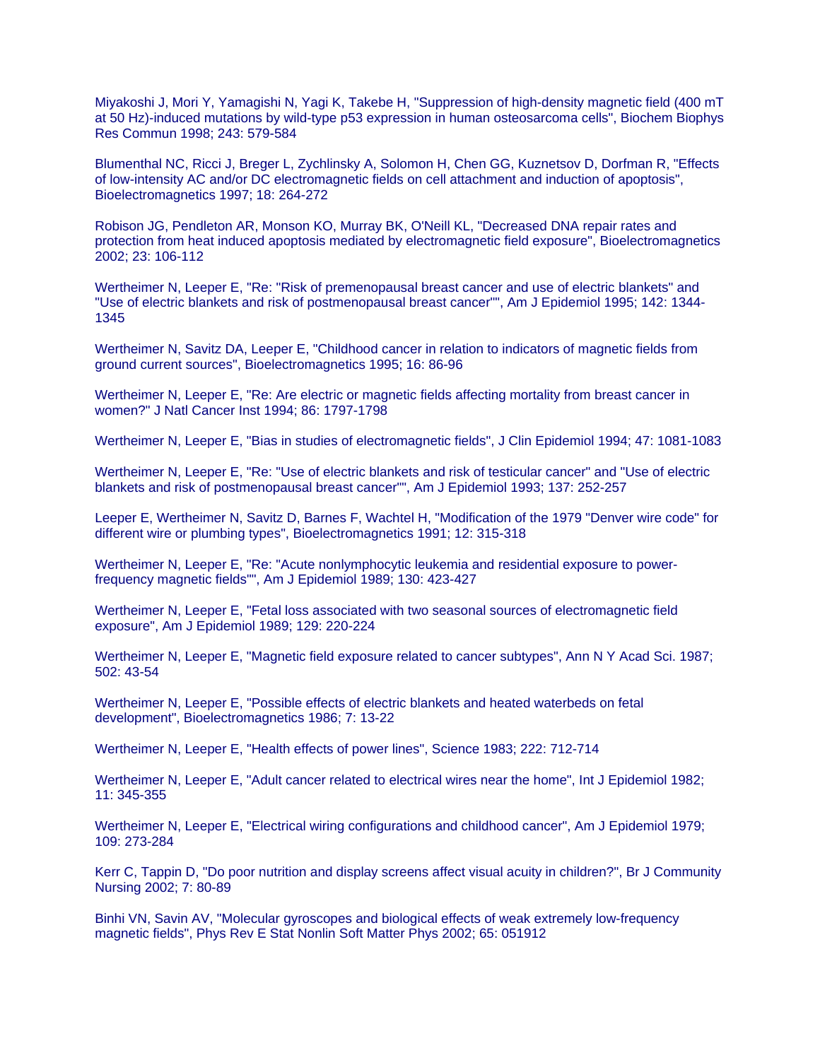Miyakoshi J, Mori Y, Yamagishi N, Yagi K, Takebe H, "Suppression of high-density magnetic field (400 mT at 50 Hz)-induced mutations by wild-type p53 expression in human osteosarcoma cells", Biochem Biophys Res Commun 1998; 243: 579-584

Blumenthal NC, Ricci J, Breger L, Zychlinsky A, Solomon H, Chen GG, Kuznetsov D, Dorfman R, "Effects of low-intensity AC and/or DC electromagnetic fields on cell attachment and induction of apoptosis", Bioelectromagnetics 1997; 18: 264-272

Robison JG, Pendleton AR, Monson KO, Murray BK, O'Neill KL, "Decreased DNA repair rates and protection from heat induced apoptosis mediated by electromagnetic field exposure", Bioelectromagnetics 2002; 23: 106-112

Wertheimer N, Leeper E, "Re: "Risk of premenopausal breast cancer and use of electric blankets" and "Use of electric blankets and risk of postmenopausal breast cancer"", Am J Epidemiol 1995; 142: 1344-1345

Wertheimer N, Savitz DA, Leeper E, "Childhood cancer in relation to indicators of magnetic fields from ground current sources", Bioelectromagnetics 1995; 16: 86-96

Wertheimer N, Leeper E, "Re: Are electric or magnetic fields affecting mortality from breast cancer in women?" J Natl Cancer Inst 1994; 86: 1797-1798

Wertheimer N, Leeper E, "Bias in studies of electromagnetic fields", J Clin Epidemiol 1994; 47: 1081-1083

Wertheimer N, Leeper E, "Re: "Use of electric blankets and risk of testicular cancer" and "Use of electric blankets and risk of postmenopausal breast cancer"", Am J Epidemiol 1993; 137: 252-257

Leeper E, Wertheimer N, Savitz D, Barnes F, Wachtel H, "Modification of the 1979 "Denver wire code" for different wire or plumbing types", Bioelectromagnetics 1991; 12: 315-318

Wertheimer N, Leeper E, "Re: "Acute nonlymphocytic leukemia and residential exposure to power-frequency magnetic fields"", Am J Epidemiol 1989; 130: 423-427

Wertheimer N, Leeper E, "Fetal loss associated with two seasonal sources of electromagnetic field exposure", Am J Epidemiol 1989; 129: 220-224

Wertheimer N, Leeper E, "Magnetic field exposure related to cancer subtypes", Ann N Y Acad Sci. 1987; 502: 43-54

Wertheimer N, Leeper E, "Possible effects of electric blankets and heated waterbeds on fetal development", Bioelectromagnetics 1986; 7: 13-22

Wertheimer N, Leeper E, "Health effects of power lines", Science 1983; 222: 712-714

Wertheimer N, Leeper E, "Adult cancer related to electrical wires near the home", Int J Epidemiol 1982; 11: 345-355

Wertheimer N, Leeper E, "Electrical wiring configurations and childhood cancer", Am J Epidemiol 1979; 109: 273-284

Kerr C, Tappin D, "Do poor nutrition and display screens affect visual acuity in children?", Br J Community Nursing 2002; 7: 80-89

Binhi VN, Savin AV, "Molecular gyroscopes and biological effects of weak extremely low-frequency magnetic fields", Phys Rev E Stat Nonlin Soft Matter Phys 2002; 65: 051912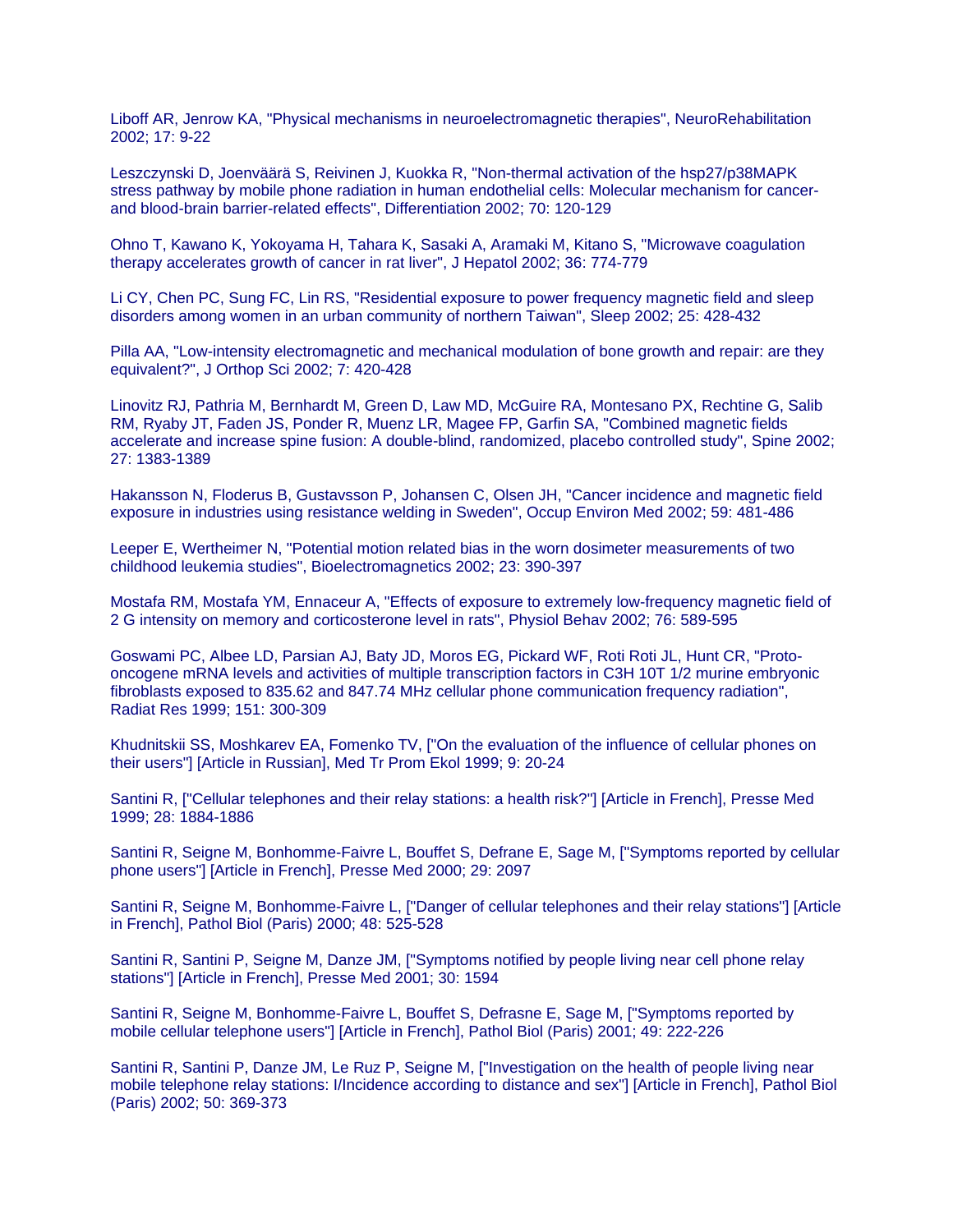Liboff AR, Jenrow KA, "Physical mechanisms in neuroelectromagnetic therapies", NeuroRehabilitation 2002; 17: 9-22

Leszczynski D, Joenväärä S, Reivinen J, Kuokka R, "Non-thermal activation of the hsp27/p38MAPK stress pathway by mobile phone radiation in human endothelial cells: Molecular mechanism for cancer- and blood-brain barrier-related effects", Differentiation 2002; 70: 120-129

Ohno T, Kawano K, Yokoyama H, Tahara K, Sasaki A, Aramaki M, Kitano S, "Microwave coagulation therapy accelerates growth of cancer in rat liver", J Hepatol 2002; 36: 774-779

Li CY, Chen PC, Sung FC, Lin RS, "Residential exposure to power frequency magnetic field and sleep disorders among women in an urban community of northern Taiwan", Sleep 2002; 25: 428-432

Pilla AA, "Low-intensity electromagnetic and mechanical modulation of bone growth and repair: are they equivalent?", J Orthop Sci 2002; 7: 420-428

Linovitz RJ, Pathria M, Bernhardt M, Green D, Law MD, McGuire RA, Montesano PX, Rechtine G, Salib RM, Ryaby JT, Faden JS, Ponder R, Muenz LR, Magee FP, Garfin SA, "Combined magnetic fields accelerate and increase spine fusion: A double-blind, randomized, placebo controlled study", Spine 2002; 27: 1383-1389

Hakansson N, Floderus B, Gustavsson P, Johansen C, Olsen JH, "Cancer incidence and magnetic field exposure in industries using resistance welding in Sweden", Occup Environ Med 2002; 59: 481-486

Leeper E, Wertheimer N, "Potential motion related bias in the worn dosimeter measurements of two childhood leukemia studies", Bioelectromagnetics 2002; 23: 390-397

Mostafa RM, Mostafa YM, Ennaceur A, "Effects of exposure to extremely low-frequency magnetic field of 2 G intensity on memory and corticosterone level in rats", Physiol Behav 2002; 76: 589-595

Goswami PC, Albee LD, Parsian AJ, Baty JD, Moros EG, Pickard WF, Roti Roti JL, Hunt CR, "Proto-oncogene mRNA levels and activities of multiple transcription factors in C3H 10T 1/2 murine embryonic fibroblasts exposed to 835.62 and 847.74 MHz cellular phone communication frequency radiation", Radiat Res 1999; 151: 300-309

Khudnitskii SS, Moshkarev EA, Fomenko TV, ["On the evaluation of the influence of cellular phones on their users"] [Article in Russian], Med Tr Prom Ekol 1999; 9: 20-24

Santini R, ["Cellular telephones and their relay stations: a health risk?"] [Article in French], Presse Med 1999; 28: 1884-1886

Santini R, Seigne M, Bonhomme-Faivre L, Bouffet S, Defrane E, Sage M, ["Symptoms reported by cellular phone users"] [Article in French], Presse Med 2000; 29: 2097

Santini R, Seigne M, Bonhomme-Faivre L, ["Danger of cellular telephones and their relay stations"] [Article in French], Pathol Biol (Paris) 2000; 48: 525-528

Santini R, Santini P, Seigne M, Danze JM, ["Symptoms notified by people living near cell phone relay stations"] [Article in French], Presse Med 2001; 30: 1594

Santini R, Seigne M, Bonhomme-Faivre L, Bouffet S, Defrasne E, Sage M, ["Symptoms reported by mobile cellular telephone users"] [Article in French], Pathol Biol (Paris) 2001; 49: 222-226

Santini R, Santini P, Danze JM, Le Ruz P, Seigne M, ["Investigation on the health of people living near mobile telephone relay stations: I/Incidence according to distance and sex"] [Article in French], Pathol Biol (Paris) 2002; 50: 369-373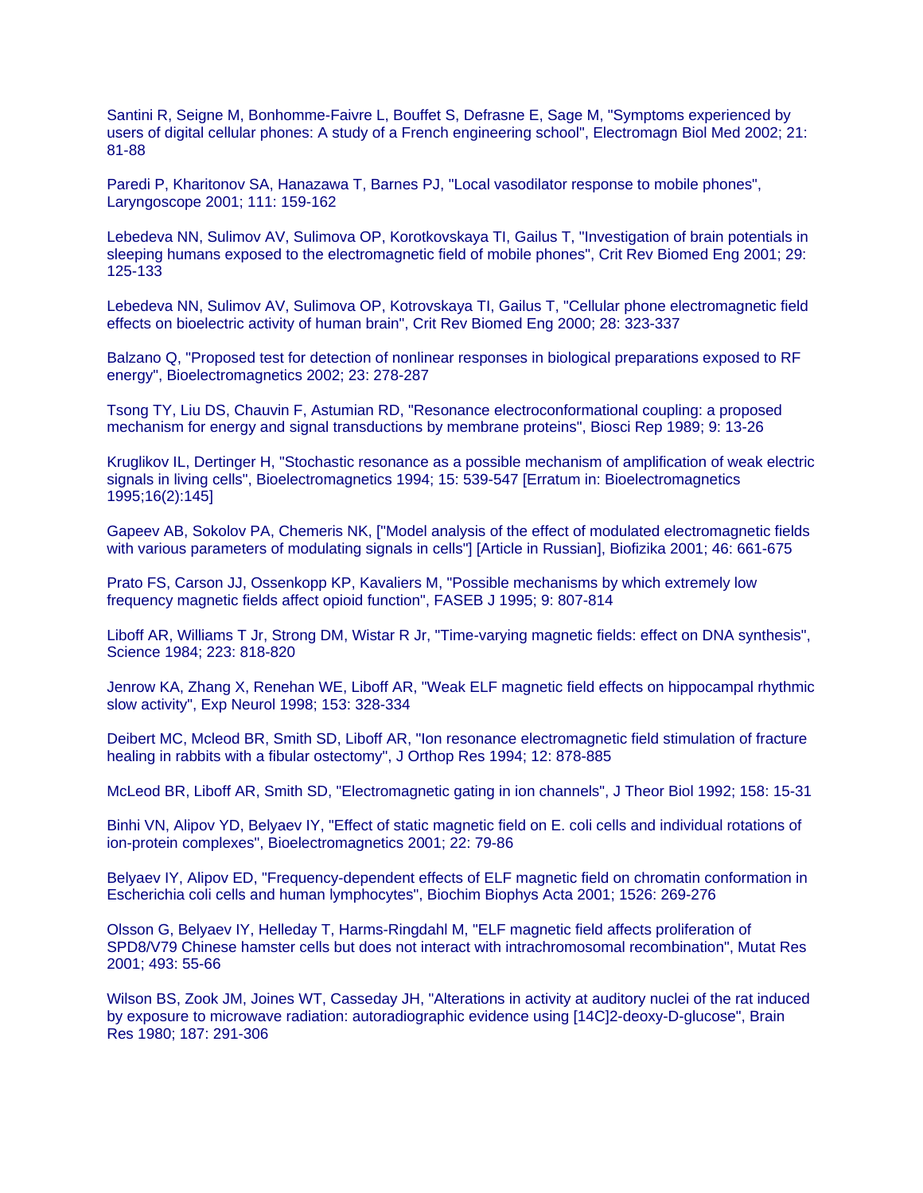Santini R, Seigne M, Bonhomme-Faivre L, Bouffet S, Defrasne E, Sage M, "Symptoms experienced by users of digital cellular phones: A study of a French engineering school", Electromagn Biol Med 2002; 21: 81-88

Paredi P, Kharitonov SA, Hanazawa T, Barnes PJ, "Local vasodilator response to mobile phones", Laryngoscope 2001; 111: 159-162

Lebedeva NN, Sulimov AV, Sulimova OP, Korotkovskaya TI, Gailus T, "Investigation of brain potentials in sleeping humans exposed to the electromagnetic field of mobile phones", Crit Rev Biomed Eng 2001; 29: 125-133

Lebedeva NN, Sulimov AV, Sulimova OP, Kotrovskaya TI, Gailus T, "Cellular phone electromagnetic field effects on bioelectric activity of human brain", Crit Rev Biomed Eng 2000; 28: 323-337

Balzano Q, "Proposed test for detection of nonlinear responses in biological preparations exposed to RF energy", Bioelectromagnetics 2002; 23: 278-287

Tsong TY, Liu DS, Chauvin F, Astumian RD, "Resonance electroconformational coupling: a proposed mechanism for energy and signal transductions by membrane proteins", Biosci Rep 1989; 9: 13-26

Kruglikov IL, Dertinger H, "Stochastic resonance as a possible mechanism of amplification of weak electric signals in living cells", Bioelectromagnetics 1994; 15: 539-547 [Erratum in: Bioelectromagnetics 1995;16(2):145]

Gapeev AB, Sokolov PA, Chemeris NK, ["Model analysis of the effect of modulated electromagnetic fields with various parameters of modulating signals in cells"] [Article in Russian], Biofizika 2001; 46: 661-675

Prato FS, Carson JJ, Ossenkopp KP, Kavaliers M, "Possible mechanisms by which extremely low frequency magnetic fields affect opioid function", FASEB J 1995; 9: 807-814

Liboff AR, Williams T Jr, Strong DM, Wistar R Jr, "Time-varying magnetic fields: effect on DNA synthesis", Science 1984; 223: 818-820

Jenrow KA, Zhang X, Renehan WE, Liboff AR, "Weak ELF magnetic field effects on hippocampal rhythmic slow activity", Exp Neurol 1998; 153: 328-334

Deibert MC, Mcleod BR, Smith SD, Liboff AR, "Ion resonance electromagnetic field stimulation of fracture healing in rabbits with a fibular ostectomy", J Orthop Res 1994; 12: 878-885

McLeod BR, Liboff AR, Smith SD, "Electromagnetic gating in ion channels", J Theor Biol 1992; 158: 15-31

Binhi VN, Alipov YD, Belyaev IY, "Effect of static magnetic field on E. coli cells and individual rotations of ion-protein complexes", Bioelectromagnetics 2001; 22: 79-86

Belyaev IY, Alipov ED, "Frequency-dependent effects of ELF magnetic field on chromatin conformation in Escherichia coli cells and human lymphocytes", Biochim Biophys Acta 2001; 1526: 269-276

Olsson G, Belyaev IY, Helleday T, Harms-Ringdahl M, "ELF magnetic field affects proliferation of SPD8/V79 Chinese hamster cells but does not interact with intrachromosomal recombination", Mutat Res 2001; 493: 55-66

Wilson BS, Zook JM, Joines WT, Casseday JH, "Alterations in activity at auditory nuclei of the rat induced by exposure to microwave radiation: autoradiographic evidence using [14C]2-deoxy-D-glucose", Brain Res 1980; 187: 291-306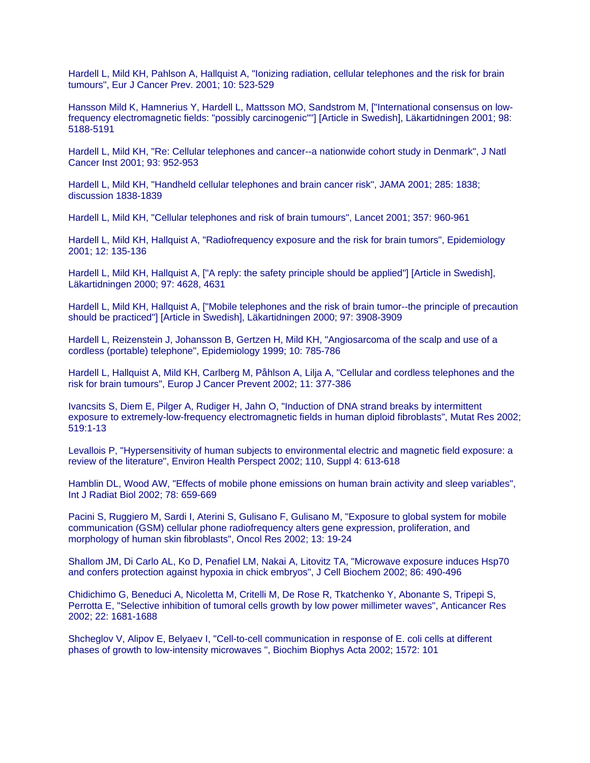Hardell L, Mild KH, Pahlson A, Hallquist A, "Ionizing radiation, cellular telephones and the risk for brain tumours", Eur J Cancer Prev. 2001; 10: 523-529

Hansson Mild K, Hamnerius Y, Hardell L, Mattsson MO, Sandstrom M, ["International consensus on low-frequency electromagnetic fields: "possibly carcinogenic""] [Article in Swedish], Läkartidningen 2001; 98: 5188-5191

Hardell L, Mild KH, "Re: Cellular telephones and cancer--a nationwide cohort study in Denmark", J Natl Cancer Inst 2001; 93: 952-953

Hardell L, Mild KH, "Handheld cellular telephones and brain cancer risk", JAMA 2001; 285: 1838; discussion 1838-1839

Hardell L, Mild KH, "Cellular telephones and risk of brain tumours", Lancet 2001; 357: 960-961

Hardell L, Mild KH, Hallquist A, "Radiofrequency exposure and the risk for brain tumors", Epidemiology 2001; 12: 135-136

Hardell L, Mild KH, Hallquist A, ["A reply: the safety principle should be applied"] [Article in Swedish], Läkartidningen 2000; 97: 4628, 4631

Hardell L, Mild KH, Hallquist A, ["Mobile telephones and the risk of brain tumor--the principle of precaution should be practiced"] [Article in Swedish], Läkartidningen 2000; 97: 3908-3909

Hardell L, Reizenstein J, Johansson B, Gertzen H, Mild KH, "Angiosarcoma of the scalp and use of a cordless (portable) telephone", Epidemiology 1999; 10: 785-786

Hardell L, Hallquist A, Mild KH, Carlberg M, Påhlson A, Lilja A, "Cellular and cordless telephones and the risk for brain tumours", Europ J Cancer Prevent 2002; 11: 377-386

Ivancsits S, Diem E, Pilger A, Rudiger H, Jahn O, "Induction of DNA strand breaks by intermittent exposure to extremely-low-frequency electromagnetic fields in human diploid fibroblasts", Mutat Res 2002; 519:1-13

Levallois P, "Hypersensitivity of human subjects to environmental electric and magnetic field exposure: a review of the literature", Environ Health Perspect 2002; 110, Suppl 4: 613-618

Hamblin DL, Wood AW, "Effects of mobile phone emissions on human brain activity and sleep variables", Int J Radiat Biol 2002; 78: 659-669

Pacini S, Ruggiero M, Sardi I, Aterini S, Gulisano F, Gulisano M, "Exposure to global system for mobile communication (GSM) cellular phone radiofrequency alters gene expression, proliferation, and morphology of human skin fibroblasts", Oncol Res 2002; 13: 19-24

Shallom JM, Di Carlo AL, Ko D, Penafiel LM, Nakai A, Litovitz TA, "Microwave exposure induces Hsp70 and confers protection against hypoxia in chick embryos", J Cell Biochem 2002; 86: 490-496

Chidichimo G, Beneduci A, Nicoletta M, Critelli M, De Rose R, Tkatchenko Y, Abonante S, Tripepi S, Perrotta E, "Selective inhibition of tumoral cells growth by low power millimeter waves", Anticancer Res 2002; 22: 1681-1688

Shcheglov V, Alipov E, Belyaev I, "Cell-to-cell communication in response of E. coli cells at different phases of growth to low-intensity microwaves ", Biochim Biophys Acta 2002; 1572: 101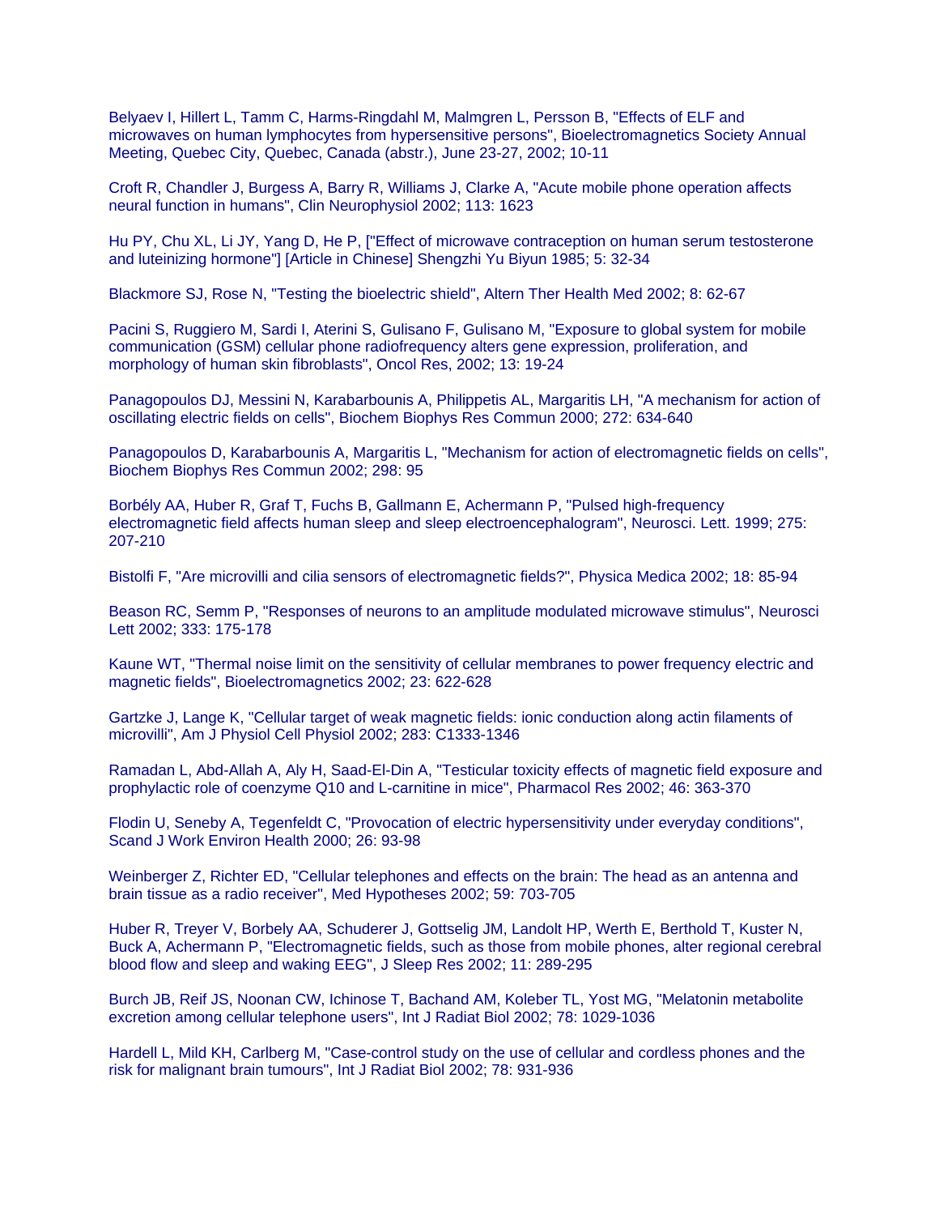Belyaev I, Hillert L, Tamm C, Harms-Ringdahl M, Malmgren L, Persson B, "Effects of ELF and microwaves on human lymphocytes from hypersensitive persons", Bioelectromagnetics Society Annual Meeting, Quebec City, Quebec, Canada (abstr.), June 23-27, 2002; 10-11

Croft R, Chandler J, Burgess A, Barry R, Williams J, Clarke A, "Acute mobile phone operation affects neural function in humans", Clin Neurophysiol 2002; 113: 1623

Hu PY, Chu XL, Li JY, Yang D, He P, ["Effect of microwave contraception on human serum testosterone and luteinizing hormone"] [Article in Chinese] Shengzhi Yu Biyun 1985; 5: 32-34

Blackmore SJ, Rose N, "Testing the bioelectric shield", Altern Ther Health Med 2002; 8: 62-67

Pacini S, Ruggiero M, Sardi I, Aterini S, Gulisano F, Gulisano M, "Exposure to global system for mobile communication (GSM) cellular phone radiofrequency alters gene expression, proliferation, and morphology of human skin fibroblasts", Oncol Res, 2002; 13: 19-24

Panagopoulos DJ, Messini N, Karabarbounis A, Philippetis AL, Margaritis LH, "A mechanism for action of oscillating electric fields on cells", Biochem Biophys Res Commun 2000; 272: 634-640

Panagopoulos D, Karabarbounis A, Margaritis L, "Mechanism for action of electromagnetic fields on cells", Biochem Biophys Res Commun 2002; 298: 95

Borbély AA, Huber R, Graf T, Fuchs B, Gallmann E, Achermann P, "Pulsed high-frequency electromagnetic field affects human sleep and sleep electroencephalogram", Neurosci. Lett. 1999; 275: 207-210

Bistolfi F, "Are microvilli and cilia sensors of electromagnetic fields?", Physica Medica 2002; 18: 85-94

Beason RC, Semm P, "Responses of neurons to an amplitude modulated microwave stimulus", Neurosci Lett 2002; 333: 175-178

Kaune WT, "Thermal noise limit on the sensitivity of cellular membranes to power frequency electric and magnetic fields", Bioelectromagnetics 2002; 23: 622-628

Gartzke J, Lange K, "Cellular target of weak magnetic fields: ionic conduction along actin filaments of microvilli", Am J Physiol Cell Physiol 2002; 283: C1333-1346

Ramadan L, Abd-Allah A, Aly H, Saad-El-Din A, "Testicular toxicity effects of magnetic field exposure and prophylactic role of coenzyme Q10 and L-carnitine in mice", Pharmacol Res 2002; 46: 363-370

Flodin U, Seneby A, Tegenfeldt C, "Provocation of electric hypersensitivity under everyday conditions", Scand J Work Environ Health 2000; 26: 93-98

Weinberger Z, Richter ED, "Cellular telephones and effects on the brain: The head as an antenna and brain tissue as a radio receiver", Med Hypotheses 2002; 59: 703-705

Huber R, Treyer V, Borbely AA, Schuderer J, Gottselig JM, Landolt HP, Werth E, Berthold T, Kuster N, Buck A, Achermann P, "Electromagnetic fields, such as those from mobile phones, alter regional cerebral blood flow and sleep and waking EEG", J Sleep Res 2002; 11: 289-295

Burch JB, Reif JS, Noonan CW, Ichinose T, Bachand AM, Koleber TL, Yost MG, "Melatonin metabolite excretion among cellular telephone users", Int J Radiat Biol 2002; 78: 1029-1036

Hardell L, Mild KH, Carlberg M, "Case-control study on the use of cellular and cordless phones and the risk for malignant brain tumours", Int J Radiat Biol 2002; 78: 931-936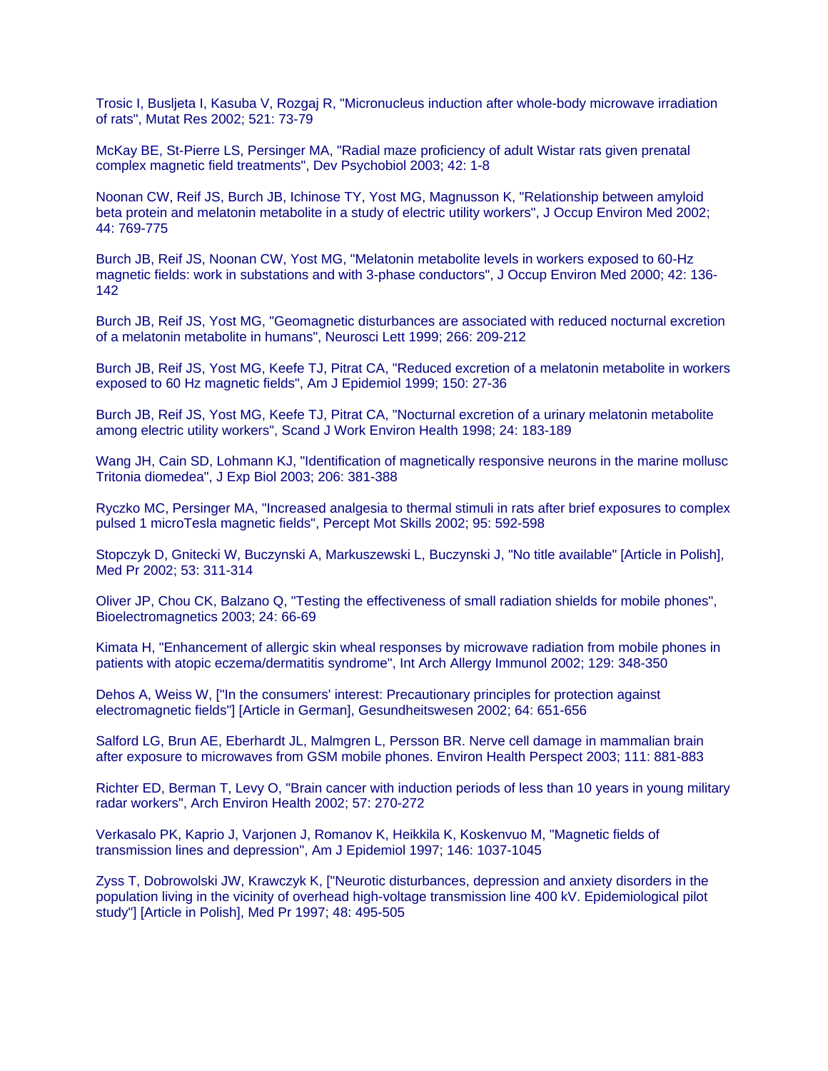Trosic I, Busljeta I, Kasuba V, Rozgaj R, "Micronucleus induction after whole-body microwave irradiation of rats", Mutat Res 2002; 521: 73-79

McKay BE, St-Pierre LS, Persinger MA, "Radial maze proficiency of adult Wistar rats given prenatal complex magnetic field treatments", Dev Psychobiol 2003; 42: 1-8

Noonan CW, Reif JS, Burch JB, Ichinose TY, Yost MG, Magnusson K, "Relationship between amyloid beta protein and melatonin metabolite in a study of electric utility workers", J Occup Environ Med 2002; 44: 769-775

Burch JB, Reif JS, Noonan CW, Yost MG, "Melatonin metabolite levels in workers exposed to 60-Hz magnetic fields: work in substations and with 3-phase conductors", J Occup Environ Med 2000; 42: 136-142

Burch JB, Reif JS, Yost MG, "Geomagnetic disturbances are associated with reduced nocturnal excretion of a melatonin metabolite in humans", Neurosci Lett 1999; 266: 209-212

Burch JB, Reif JS, Yost MG, Keefe TJ, Pitrat CA, "Reduced excretion of a melatonin metabolite in workers exposed to 60 Hz magnetic fields", Am J Epidemiol 1999; 150: 27-36

Burch JB, Reif JS, Yost MG, Keefe TJ, Pitrat CA, "Nocturnal excretion of a urinary melatonin metabolite among electric utility workers", Scand J Work Environ Health 1998; 24: 183-189

Wang JH, Cain SD, Lohmann KJ, "Identification of magnetically responsive neurons in the marine mollusc Tritonia diomedea", J Exp Biol 2003; 206: 381-388

Ryczko MC, Persinger MA, "Increased analgesia to thermal stimuli in rats after brief exposures to complex pulsed 1 microTesla magnetic fields", Percept Mot Skills 2002; 95: 592-598

Stopczyk D, Gnitecki W, Buczynski A, Markuszewski L, Buczynski J, "No title available" [Article in Polish], Med Pr 2002; 53: 311-314

Oliver JP, Chou CK, Balzano Q, "Testing the effectiveness of small radiation shields for mobile phones", Bioelectromagnetics 2003; 24: 66-69

Kimata H, "Enhancement of allergic skin wheal responses by microwave radiation from mobile phones in patients with atopic eczema/dermatitis syndrome", Int Arch Allergy Immunol 2002; 129: 348-350

Dehos A, Weiss W, ["In the consumers' interest: Precautionary principles for protection against electromagnetic fields"] [Article in German], Gesundheitswesen 2002; 64: 651-656

Salford LG, Brun AE, Eberhardt JL, Malmgren L, Persson BR. Nerve cell damage in mammalian brain after exposure to microwaves from GSM mobile phones. Environ Health Perspect 2003; 111: 881-883

Richter ED, Berman T, Levy O, "Brain cancer with induction periods of less than 10 years in young military radar workers", Arch Environ Health 2002; 57: 270-272

Verkasalo PK, Kaprio J, Varjonen J, Romanov K, Heikkila K, Koskenvuo M, "Magnetic fields of transmission lines and depression", Am J Epidemiol 1997; 146: 1037-1045

Zyss T, Dobrowolski JW, Krawczyk K, ["Neurotic disturbances, depression and anxiety disorders in the population living in the vicinity of overhead high-voltage transmission line 400 kV. Epidemiological pilot study"] [Article in Polish], Med Pr 1997; 48: 495-505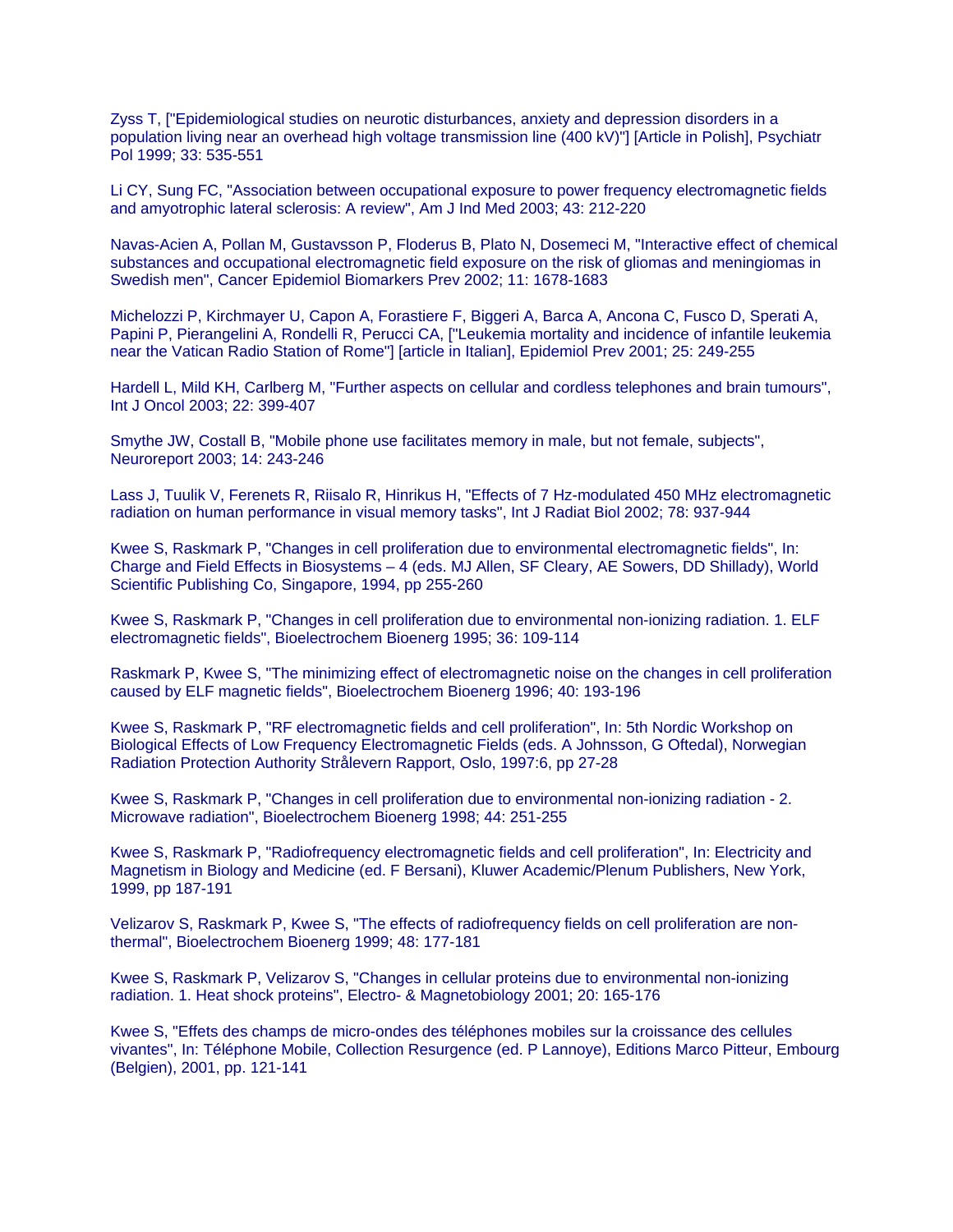Zyss T, ["Epidemiological studies on neurotic disturbances, anxiety and depression disorders in a population living near an overhead high voltage transmission line (400 kV)"] [Article in Polish], Psychiatr Pol 1999; 33: 535-551

Li CY, Sung FC, "Association between occupational exposure to power frequency electromagnetic fields and amyotrophic lateral sclerosis: A review", Am J Ind Med 2003; 43: 212-220

Navas-Acien A, Pollan M, Gustavsson P, Floderus B, Plato N, Dosemeci M, "Interactive effect of chemical substances and occupational electromagnetic field exposure on the risk of gliomas and meningiomas in Swedish men", Cancer Epidemiol Biomarkers Prev 2002; 11: 1678-1683

Michelozzi P, Kirchmayer U, Capon A, Forastiere F, Biggeri A, Barca A, Ancona C, Fusco D, Sperati A, Papini P, Pierangelini A, Rondelli R, Perucci CA, ["Leukemia mortality and incidence of infantile leukemia near the Vatican Radio Station of Rome"] [article in Italian], Epidemiol Prev 2001; 25: 249-255

Hardell L, Mild KH, Carlberg M, "Further aspects on cellular and cordless telephones and brain tumours", Int J Oncol 2003; 22: 399-407

Smythe JW, Costall B, "Mobile phone use facilitates memory in male, but not female, subjects", Neuroreport 2003; 14: 243-246

Lass J, Tuulik V, Ferenets R, Riisalo R, Hinrikus H, "Effects of 7 Hz-modulated 450 MHz electromagnetic radiation on human performance in visual memory tasks", Int J Radiat Biol 2002; 78: 937-944

Kwee S, Raskmark P, "Changes in cell proliferation due to environmental electromagnetic fields", In: Charge and Field Effects in Biosystems – 4 (eds. MJ Allen, SF Cleary, AE Sowers, DD Shillady), World Scientific Publishing Co, Singapore, 1994, pp 255-260

Kwee S, Raskmark P, "Changes in cell proliferation due to environmental non-ionizing radiation. 1. ELF electromagnetic fields", Bioelectrochem Bioenerg 1995; 36: 109-114

Raskmark P, Kwee S, "The minimizing effect of electromagnetic noise on the changes in cell proliferation caused by ELF magnetic fields", Bioelectrochem Bioenerg 1996; 40: 193-196

Kwee S, Raskmark P, "RF electromagnetic fields and cell proliferation", In: 5th Nordic Workshop on Biological Effects of Low Frequency Electromagnetic Fields (eds. A Johnsson, G Oftedal), Norwegian Radiation Protection Authority Strålevern Rapport, Oslo, 1997:6, pp 27-28

Kwee S, Raskmark P, "Changes in cell proliferation due to environmental non-ionizing radiation - 2. Microwave radiation", Bioelectrochem Bioenerg 1998; 44: 251-255

Kwee S, Raskmark P, "Radiofrequency electromagnetic fields and cell proliferation", In: Electricity and Magnetism in Biology and Medicine (ed. F Bersani), Kluwer Academic/Plenum Publishers, New York, 1999, pp 187-191

Velizarov S, Raskmark P, Kwee S, "The effects of radiofrequency fields on cell proliferation are non-thermal", Bioelectrochem Bioenerg 1999; 48: 177-181

Kwee S, Raskmark P, Velizarov S, "Changes in cellular proteins due to environmental non-ionizing radiation. 1. Heat shock proteins", Electro- & Magnetobiology 2001; 20: 165-176

Kwee S, "Effets des champs de micro-ondes des téléphones mobiles sur la croissance des cellules vivantes", In: Téléphone Mobile, Collection Resurgence (ed. P Lannoye), Editions Marco Pitteur, Embourg (Belgien), 2001, pp. 121-141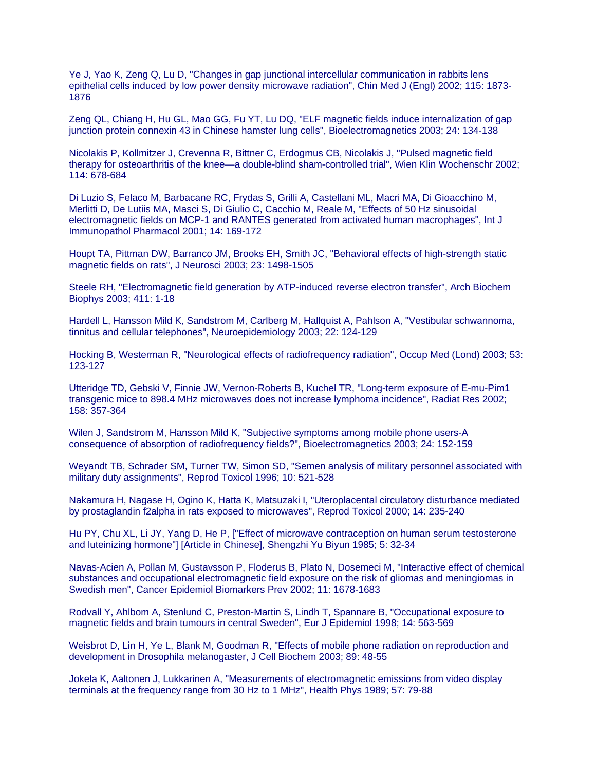Ye J, Yao K, Zeng Q, Lu D, "Changes in gap junctional intercellular communication in rabbits lens epithelial cells induced by low power density microwave radiation", Chin Med J (Engl) 2002; 115: 1873-1876

Zeng QL, Chiang H, Hu GL, Mao GG, Fu YT, Lu DQ, "ELF magnetic fields induce internalization of gap junction protein connexin 43 in Chinese hamster lung cells", Bioelectromagnetics 2003; 24: 134-138

Nicolakis P, Kollmitzer J, Crevenna R, Bittner C, Erdogmus CB, Nicolakis J, "Pulsed magnetic field therapy for osteoarthritis of the knee—a double-blind sham-controlled trial", Wien Klin Wochenschr 2002; 114: 678-684

Di Luzio S, Felaco M, Barbacane RC, Frydas S, Grilli A, Castellani ML, Macri MA, Di Gioacchino M, Merlitti D, De Lutiis MA, Masci S, Di Giulio C, Cacchio M, Reale M, "Effects of 50 Hz sinusoidal electromagnetic fields on MCP-1 and RANTES generated from activated human macrophages", Int J Immunopathol Pharmacol 2001; 14: 169-172

Houpt TA, Pittman DW, Barranco JM, Brooks EH, Smith JC, "Behavioral effects of high-strength static magnetic fields on rats", J Neurosci 2003; 23: 1498-1505

Steele RH, "Electromagnetic field generation by ATP-induced reverse electron transfer", Arch Biochem Biophys 2003; 411: 1-18

Hardell L, Hansson Mild K, Sandstrom M, Carlberg M, Hallquist A, Pahlson A, "Vestibular schwannoma, tinnitus and cellular telephones", Neuroepidemiology 2003; 22: 124-129

Hocking B, Westerman R, "Neurological effects of radiofrequency radiation", Occup Med (Lond) 2003; 53: 123-127

Utteridge TD, Gebski V, Finnie JW, Vernon-Roberts B, Kuchel TR, "Long-term exposure of E-mu-Pim1 transgenic mice to 898.4 MHz microwaves does not increase lymphoma incidence", Radiat Res 2002; 158: 357-364

Wilen J, Sandstrom M, Hansson Mild K, "Subjective symptoms among mobile phone users-A consequence of absorption of radiofrequency fields?", Bioelectromagnetics 2003; 24: 152-159

Weyandt TB, Schrader SM, Turner TW, Simon SD, "Semen analysis of military personnel associated with military duty assignments", Reprod Toxicol 1996; 10: 521-528

Nakamura H, Nagase H, Ogino K, Hatta K, Matsuzaki I, "Uteroplacental circulatory disturbance mediated by prostaglandin f2alpha in rats exposed to microwaves", Reprod Toxicol 2000; 14: 235-240

Hu PY, Chu XL, Li JY, Yang D, He P, ["Effect of microwave contraception on human serum testosterone and luteinizing hormone"] [Article in Chinese], Shengzhi Yu Biyun 1985; 5: 32-34

Navas-Acien A, Pollan M, Gustavsson P, Floderus B, Plato N, Dosemeci M, "Interactive effect of chemical substances and occupational electromagnetic field exposure on the risk of gliomas and meningiomas in Swedish men", Cancer Epidemiol Biomarkers Prev 2002; 11: 1678-1683

Rodvall Y, Ahlbom A, Stenlund C, Preston-Martin S, Lindh T, Spannare B, "Occupational exposure to magnetic fields and brain tumours in central Sweden", Eur J Epidemiol 1998; 14: 563-569

Weisbrot D, Lin H, Ye L, Blank M, Goodman R, "Effects of mobile phone radiation on reproduction and development in Drosophila melanogaster, J Cell Biochem 2003; 89: 48-55

Jokela K, Aaltonen J, Lukkarinen A, "Measurements of electromagnetic emissions from video display terminals at the frequency range from 30 Hz to 1 MHz", Health Phys 1989; 57: 79-88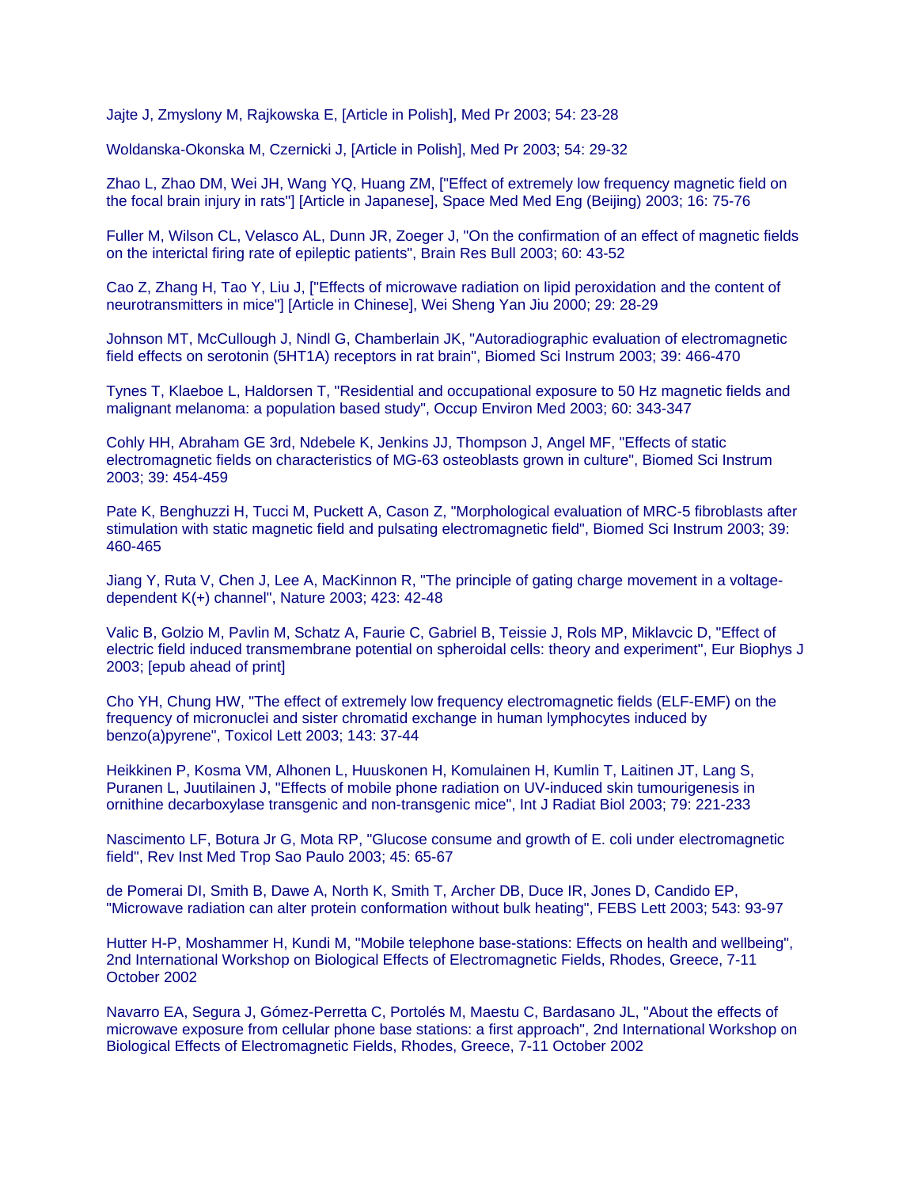Jajte J, Zmyslony M, Rajkowska E, [Article in Polish], Med Pr 2003; 54: 23-28

Woldanska-Okonska M, Czernicki J, [Article in Polish], Med Pr 2003; 54: 29-32

Zhao L, Zhao DM, Wei JH, Wang YQ, Huang ZM, ["Effect of extremely low frequency magnetic field on the focal brain injury in rats"] [Article in Japanese], Space Med Med Eng (Beijing) 2003; 16: 75-76

Fuller M, Wilson CL, Velasco AL, Dunn JR, Zoeger J, "On the confirmation of an effect of magnetic fields on the interictal firing rate of epileptic patients", Brain Res Bull 2003; 60: 43-52

Cao Z, Zhang H, Tao Y, Liu J, ["Effects of microwave radiation on lipid peroxidation and the content of neurotransmitters in mice"] [Article in Chinese], Wei Sheng Yan Jiu 2000; 29: 28-29

Johnson MT, McCullough J, Nindl G, Chamberlain JK, "Autoradiographic evaluation of electromagnetic field effects on serotonin (5HT1A) receptors in rat brain", Biomed Sci Instrum 2003; 39: 466-470

Tynes T, Klaeboe L, Haldorsen T, "Residential and occupational exposure to 50 Hz magnetic fields and malignant melanoma: a population based study", Occup Environ Med 2003; 60: 343-347

Cohly HH, Abraham GE 3rd, Ndebele K, Jenkins JJ, Thompson J, Angel MF, "Effects of static electromagnetic fields on characteristics of MG-63 osteoblasts grown in culture", Biomed Sci Instrum 2003; 39: 454-459

Pate K, Benghuzzi H, Tucci M, Puckett A, Cason Z, "Morphological evaluation of MRC-5 fibroblasts after stimulation with static magnetic field and pulsating electromagnetic field", Biomed Sci Instrum 2003; 39: 460-465

Jiang Y, Ruta V, Chen J, Lee A, MacKinnon R, "The principle of gating charge movement in a voltage-dependent K(+) channel", Nature 2003; 423: 42-48

Valic B, Golzio M, Pavlin M, Schatz A, Faurie C, Gabriel B, Teissie J, Rols MP, Miklavcic D, "Effect of electric field induced transmembrane potential on spheroidal cells: theory and experiment", Eur Biophys J 2003; [epub ahead of print]

Cho YH, Chung HW, "The effect of extremely low frequency electromagnetic fields (ELF-EMF) on the frequency of micronuclei and sister chromatid exchange in human lymphocytes induced by benzo(a)pyrene", Toxicol Lett 2003; 143: 37-44

Heikkinen P, Kosma VM, Alhonen L, Huuskonen H, Komulainen H, Kumlin T, Laitinen JT, Lang S, Puranen L, Juutilainen J, "Effects of mobile phone radiation on UV-induced skin tumourigenesis in ornithine decarboxylase transgenic and non-transgenic mice", Int J Radiat Biol 2003; 79: 221-233

Nascimento LF, Botura Jr G, Mota RP, "Glucose consume and growth of E. coli under electromagnetic field", Rev Inst Med Trop Sao Paulo 2003; 45: 65-67

de Pomerai DI, Smith B, Dawe A, North K, Smith T, Archer DB, Duce IR, Jones D, Candido EP, "Microwave radiation can alter protein conformation without bulk heating", FEBS Lett 2003; 543: 93-97

Hutter H-P, Moshammer H, Kundi M, "Mobile telephone base-stations: Effects on health and wellbeing", 2nd International Workshop on Biological Effects of Electromagnetic Fields, Rhodes, Greece, 7-11 October 2002

Navarro EA, Segura J, Gómez-Perretta C, Portolés M, Maestu C, Bardasano JL, "About the effects of microwave exposure from cellular phone base stations: a first approach", 2nd International Workshop on Biological Effects of Electromagnetic Fields, Rhodes, Greece, 7-11 October 2002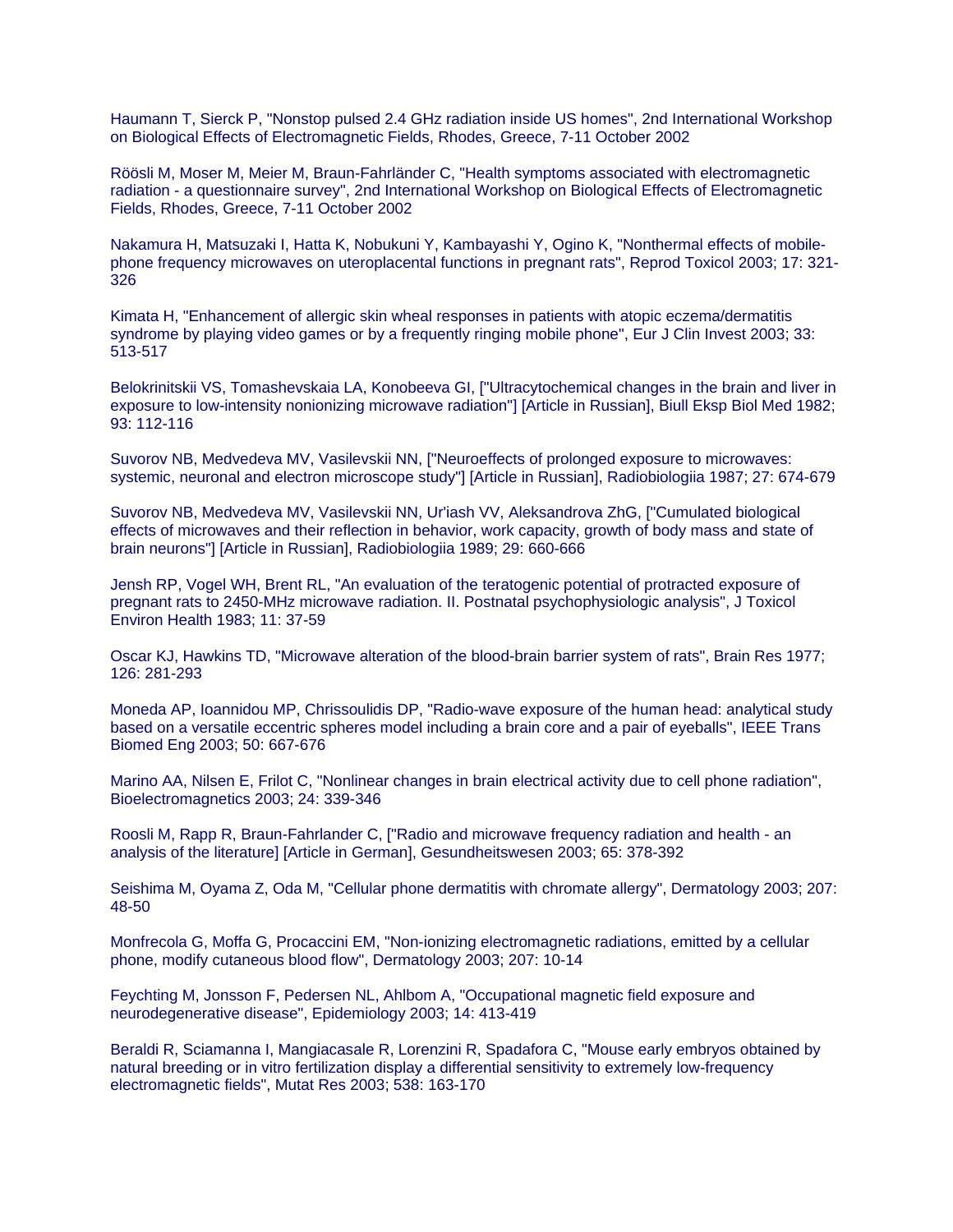Haumann T, Sierck P, "Nonstop pulsed 2.4 GHz radiation inside US homes", 2nd International Workshop on Biological Effects of Electromagnetic Fields, Rhodes, Greece, 7-11 October 2002

Röösli M, Moser M, Meier M, Braun-Fahrländer C, "Health symptoms associated with electromagnetic radiation - a questionnaire survey", 2nd International Workshop on Biological Effects of Electromagnetic Fields, Rhodes, Greece, 7-11 October 2002

Nakamura H, Matsuzaki I, Hatta K, Nobukuni Y, Kambayashi Y, Ogino K, "Nonthermal effects of mobile-phone frequency microwaves on uteroplacental functions in pregnant rats", Reprod Toxicol 2003; 17: 321-326

Kimata H, "Enhancement of allergic skin wheal responses in patients with atopic eczema/dermatitis syndrome by playing video games or by a frequently ringing mobile phone", Eur J Clin Invest 2003; 33: 513-517

Belokrinitskii VS, Tomashevskaia LA, Konobeeva GI, ["Ultracytochemical changes in the brain and liver in exposure to low-intensity nonionizing microwave radiation"] [Article in Russian], Biull Eksp Biol Med 1982; 93: 112-116

Suvorov NB, Medvedeva MV, Vasilevskii NN, ["Neuroeffects of prolonged exposure to microwaves: systemic, neuronal and electron microscope study"] [Article in Russian], Radiobiologiia 1987; 27: 674-679

Suvorov NB, Medvedeva MV, Vasilevskii NN, Ur'iash VV, Aleksandrova ZhG, ["Cumulated biological effects of microwaves and their reflection in behavior, work capacity, growth of body mass and state of brain neurons"] [Article in Russian], Radiobiologiia 1989; 29: 660-666

Jensh RP, Vogel WH, Brent RL, "An evaluation of the teratogenic potential of protracted exposure of pregnant rats to 2450-MHz microwave radiation. II. Postnatal psychophysiologic analysis", J Toxicol Environ Health 1983; 11: 37-59

Oscar KJ, Hawkins TD, "Microwave alteration of the blood-brain barrier system of rats", Brain Res 1977; 126: 281-293

Moneda AP, Ioannidou MP, Chrissoulidis DP, "Radio-wave exposure of the human head: analytical study based on a versatile eccentric spheres model including a brain core and a pair of eyeballs", IEEE Trans Biomed Eng 2003; 50: 667-676

Marino AA, Nilsen E, Frilot C, "Nonlinear changes in brain electrical activity due to cell phone radiation", Bioelectromagnetics 2003; 24: 339-346

Roosli M, Rapp R, Braun-Fahrlander C, ["Radio and microwave frequency radiation and health - an analysis of the literature] [Article in German], Gesundheitswesen 2003; 65: 378-392

Seishima M, Oyama Z, Oda M, "Cellular phone dermatitis with chromate allergy", Dermatology 2003; 207: 48-50

Monfrecola G, Moffa G, Procaccini EM, "Non-ionizing electromagnetic radiations, emitted by a cellular phone, modify cutaneous blood flow", Dermatology 2003; 207: 10-14

Feychting M, Jonsson F, Pedersen NL, Ahlbom A, "Occupational magnetic field exposure and neurodegenerative disease", Epidemiology 2003; 14: 413-419

Beraldi R, Sciamanna I, Mangiacasale R, Lorenzini R, Spadafora C, "Mouse early embryos obtained by natural breeding or in vitro fertilization display a differential sensitivity to extremely low-frequency electromagnetic fields", Mutat Res 2003; 538: 163-170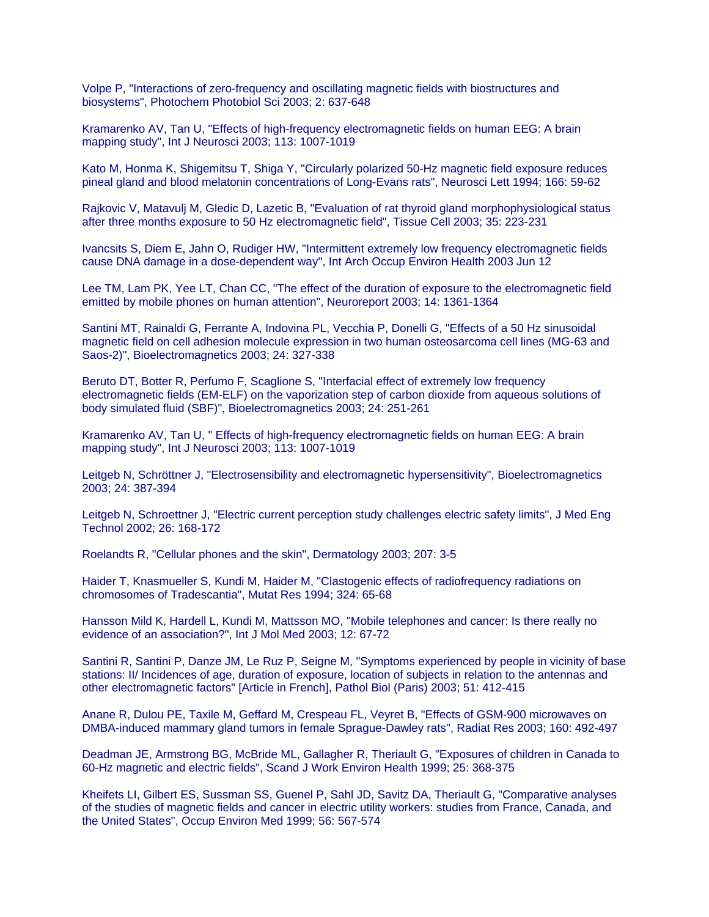Volpe P, "Interactions of zero-frequency and oscillating magnetic fields with biostructures and biosystems", Photochem Photobiol Sci 2003; 2: 637-648

Kramarenko AV, Tan U, "Effects of high-frequency electromagnetic fields on human EEG: A brain mapping study", Int J Neurosci 2003; 113: 1007-1019

Kato M, Honma K, Shigemitsu T, Shiga Y, "Circularly polarized 50-Hz magnetic field exposure reduces pineal gland and blood melatonin concentrations of Long-Evans rats", Neurosci Lett 1994; 166: 59-62

Rajkovic V, Matavulj M, Gledic D, Lazetic B, "Evaluation of rat thyroid gland morphophysiological status after three months exposure to 50 Hz electromagnetic field", Tissue Cell 2003; 35: 223-231

Ivancsits S, Diem E, Jahn O, Rudiger HW, "Intermittent extremely low frequency electromagnetic fields cause DNA damage in a dose-dependent way", Int Arch Occup Environ Health 2003 Jun 12

Lee TM, Lam PK, Yee LT, Chan CC, "The effect of the duration of exposure to the electromagnetic field emitted by mobile phones on human attention", Neuroreport 2003; 14: 1361-1364

Santini MT, Rainaldi G, Ferrante A, Indovina PL, Vecchia P, Donelli G, "Effects of a 50 Hz sinusoidal magnetic field on cell adhesion molecule expression in two human osteosarcoma cell lines (MG-63 and Saos-2)", Bioelectromagnetics 2003; 24: 327-338

Beruto DT, Botter R, Perfumo F, Scaglione S, "Interfacial effect of extremely low frequency electromagnetic fields (EM-ELF) on the vaporization step of carbon dioxide from aqueous solutions of body simulated fluid (SBF)", Bioelectromagnetics 2003; 24: 251-261

Kramarenko AV, Tan U, " Effects of high-frequency electromagnetic fields on human EEG: A brain mapping study", Int J Neurosci 2003; 113: 1007-1019

Leitgeb N, Schröttner J, "Electrosensibility and electromagnetic hypersensitivity", Bioelectromagnetics 2003; 24: 387-394

Leitgeb N, Schroettner J, "Electric current perception study challenges electric safety limits", J Med Eng Technol 2002; 26: 168-172

Roelandts R, "Cellular phones and the skin", Dermatology 2003; 207: 3-5

Haider T, Knasmueller S, Kundi M, Haider M, "Clastogenic effects of radiofrequency radiations on chromosomes of Tradescantia", Mutat Res 1994; 324: 65-68

Hansson Mild K, Hardell L, Kundi M, Mattsson MO, "Mobile telephones and cancer: Is there really no evidence of an association?", Int J Mol Med 2003; 12: 67-72

Santini R, Santini P, Danze JM, Le Ruz P, Seigne M, "Symptoms experienced by people in vicinity of base stations: II/ Incidences of age, duration of exposure, location of subjects in relation to the antennas and other electromagnetic factors" [Article in French], Pathol Biol (Paris) 2003; 51: 412-415

Anane R, Dulou PE, Taxile M, Geffard M, Crespeau FL, Veyret B, "Effects of GSM-900 microwaves on DMBA-induced mammary gland tumors in female Sprague-Dawley rats", Radiat Res 2003; 160: 492-497

Deadman JE, Armstrong BG, McBride ML, Gallagher R, Theriault G, "Exposures of children in Canada to 60-Hz magnetic and electric fields", Scand J Work Environ Health 1999; 25: 368-375

Kheifets LI, Gilbert ES, Sussman SS, Guenel P, Sahl JD, Savitz DA, Theriault G, "Comparative analyses of the studies of magnetic fields and cancer in electric utility workers: studies from France, Canada, and the United States", Occup Environ Med 1999; 56: 567-574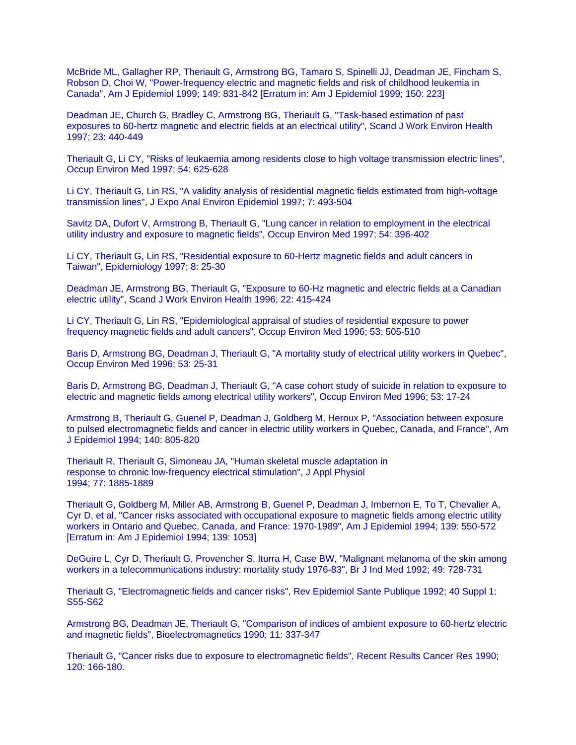McBride ML, Gallagher RP, Theriault G, Armstrong BG, Tamaro S, Spinelli JJ, Deadman JE, Fincham S, Robson D, Choi W, "Power-frequency electric and magnetic fields and risk of childhood leukemia in Canada", Am J Epidemiol 1999; 149: 831-842 [Erratum in: Am J Epidemiol 1999; 150: 223]

Deadman JE, Church G, Bradley C, Armstrong BG, Theriault G, "Task-based estimation of past exposures to 60-hertz magnetic and electric fields at an electrical utility", Scand J Work Environ Health 1997; 23: 440-449

Theriault G, Li CY, "Risks of leukaemia among residents close to high voltage transmission electric lines", Occup Environ Med 1997; 54: 625-628

Li CY, Theriault G, Lin RS, "A validity analysis of residential magnetic fields estimated from high-voltage transmission lines", J Expo Anal Environ Epidemiol 1997; 7: 493-504

Savitz DA, Dufort V, Armstrong B, Theriault G, "Lung cancer in relation to employment in the electrical utility industry and exposure to magnetic fields", Occup Environ Med 1997; 54: 396-402

Li CY, Theriault G, Lin RS, "Residential exposure to 60-Hertz magnetic fields and adult cancers in Taiwan", Epidemiology 1997; 8: 25-30

Deadman JE, Armstrong BG, Theriault G, "Exposure to 60-Hz magnetic and electric fields at a Canadian electric utility", Scand J Work Environ Health 1996; 22: 415-424

Li CY, Theriault G, Lin RS, "Epidemiological appraisal of studies of residential exposure to power frequency magnetic fields and adult cancers", Occup Environ Med 1996; 53: 505-510

Baris D, Armstrong BG, Deadman J, Theriault G, "A mortality study of electrical utility workers in Quebec", Occup Environ Med 1996; 53: 25-31

Baris D, Armstrong BG, Deadman J, Theriault G, "A case cohort study of suicide in relation to exposure to electric and magnetic fields among electrical utility workers", Occup Environ Med 1996; 53: 17-24

Armstrong B, Theriault G, Guenel P, Deadman J, Goldberg M, Heroux P, "Association between exposure to pulsed electromagnetic fields and cancer in electric utility workers in Quebec, Canada, and France", Am J Epidemiol 1994; 140: 805-820

Theriault R, Theriault G, Simoneau JA, "Human skeletal muscle adaptation in response to chronic low-frequency electrical stimulation", J Appl Physiol 1994; 77: 1885-1889

Theriault G, Goldberg M, Miller AB, Armstrong B, Guenel P, Deadman J, Imbernon E, To T, Chevalier A, Cyr D, et al, "Cancer risks associated with occupational exposure to magnetic fields among electric utility workers in Ontario and Quebec, Canada, and France: 1970-1989", Am J Epidemiol 1994; 139: 550-572 [Erratum in: Am J Epidemiol 1994; 139: 1053]

DeGuire L, Cyr D, Theriault G, Provencher S, Iturra H, Case BW, "Malignant melanoma of the skin among workers in a telecommunications industry: mortality study 1976-83", Br J Ind Med 1992; 49: 728-731

Theriault G, "Electromagnetic fields and cancer risks", Rev Epidemiol Sante Publique 1992; 40 Suppl 1: S55-S62

Armstrong BG, Deadman JE, Theriault G, "Comparison of indices of ambient exposure to 60-hertz electric and magnetic fields", Bioelectromagnetics 1990; 11: 337-347

Theriault G, "Cancer risks due to exposure to electromagnetic fields", Recent Results Cancer Res 1990; 120: 166-180.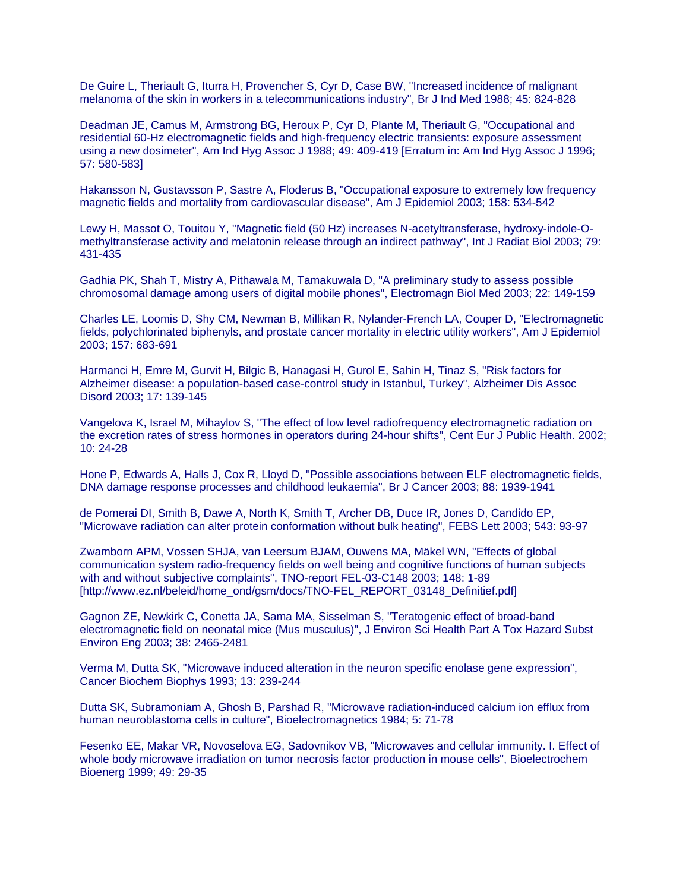De Guire L, Theriault G, Iturra H, Provencher S, Cyr D, Case BW, "Increased incidence of malignant melanoma of the skin in workers in a telecommunications industry", Br J Ind Med 1988; 45: 824-828

Deadman JE, Camus M, Armstrong BG, Heroux P, Cyr D, Plante M, Theriault G, "Occupational and residential 60-Hz electromagnetic fields and high-frequency electric transients: exposure assessment using a new dosimeter", Am Ind Hyg Assoc J 1988; 49: 409-419 [Erratum in: Am Ind Hyg Assoc J 1996; 57: 580-583]

Hakansson N, Gustavsson P, Sastre A, Floderus B, "Occupational exposure to extremely low frequency magnetic fields and mortality from cardiovascular disease", Am J Epidemiol 2003; 158: 534-542

Lewy H, Massot O, Touitou Y, "Magnetic field (50 Hz) increases N-acetyltransferase, hydroxy-indole-O-methyltransferase activity and melatonin release through an indirect pathway", Int J Radiat Biol 2003; 79: 431-435

Gadhia PK, Shah T, Mistry A, Pithawala M, Tamakuwala D, "A preliminary study to assess possible chromosomal damage among users of digital mobile phones", Electromagn Biol Med 2003; 22: 149-159

Charles LE, Loomis D, Shy CM, Newman B, Millikan R, Nylander-French LA, Couper D, "Electromagnetic fields, polychlorinated biphenyls, and prostate cancer mortality in electric utility workers", Am J Epidemiol 2003; 157: 683-691

Harmanci H, Emre M, Gurvit H, Bilgic B, Hanagasi H, Gurol E, Sahin H, Tinaz S, "Risk factors for Alzheimer disease: a population-based case-control study in Istanbul, Turkey", Alzheimer Dis Assoc Disord 2003; 17: 139-145

Vangelova K, Israel M, Mihaylov S, "The effect of low level radiofrequency electromagnetic radiation on the excretion rates of stress hormones in operators during 24-hour shifts", Cent Eur J Public Health. 2002; 10: 24-28

Hone P, Edwards A, Halls J, Cox R, Lloyd D, "Possible associations between ELF electromagnetic fields, DNA damage response processes and childhood leukaemia", Br J Cancer 2003; 88: 1939-1941

de Pomerai DI, Smith B, Dawe A, North K, Smith T, Archer DB, Duce IR, Jones D, Candido EP, "Microwave radiation can alter protein conformation without bulk heating", FEBS Lett 2003; 543: 93-97

Zwamborn APM, Vossen SHJA, van Leersum BJAM, Ouwens MA, Mäkel WN, "Effects of global communication system radio-frequency fields on well being and cognitive functions of human subjects with and without subjective complaints", TNO-report FEL-03-C148 2003; 148: 1-89 [http://www.ez.nl/beleid/home_ond/gsm/docs/TNO-FEL_REPORT_03148_Definitief.pdf]

Gagnon ZE, Newkirk C, Conetta JA, Sama MA, Sisselman S, "Teratogenic effect of broad-band electromagnetic field on neonatal mice (Mus musculus)", J Environ Sci Health Part A Tox Hazard Subst Environ Eng 2003; 38: 2465-2481

Verma M, Dutta SK, "Microwave induced alteration in the neuron specific enolase gene expression", Cancer Biochem Biophys 1993; 13: 239-244

Dutta SK, Subramoniam A, Ghosh B, Parshad R, "Microwave radiation-induced calcium ion efflux from human neuroblastoma cells in culture", Bioelectromagnetics 1984; 5: 71-78

Fesenko EE, Makar VR, Novoselova EG, Sadovnikov VB, "Microwaves and cellular immunity. I. Effect of whole body microwave irradiation on tumor necrosis factor production in mouse cells", Bioelectrochem Bioenerg 1999; 49: 29-35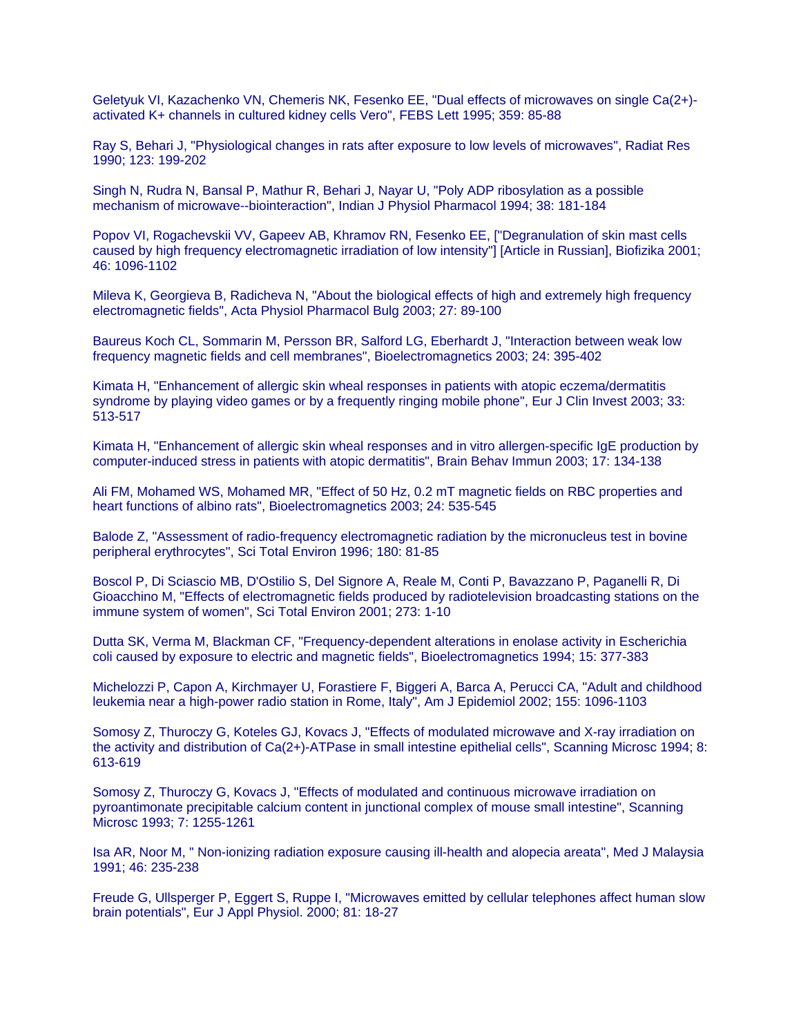Geletyuk VI, Kazachenko VN, Chemeris NK, Fesenko EE, "Dual effects of microwaves on single Ca(2+)-activated K+ channels in cultured kidney cells Vero", FEBS Lett 1995; 359: 85-88

Ray S, Behari J, "Physiological changes in rats after exposure to low levels of microwaves", Radiat Res 1990; 123: 199-202

Singh N, Rudra N, Bansal P, Mathur R, Behari J, Nayar U, "Poly ADP ribosylation as a possible mechanism of microwave--biointeraction", Indian J Physiol Pharmacol 1994; 38: 181-184

Popov VI, Rogachevskii VV, Gapeev AB, Khramov RN, Fesenko EE, ["Degranulation of skin mast cells caused by high frequency electromagnetic irradiation of low intensity"] [Article in Russian], Biofizika 2001; 46: 1096-1102

Mileva K, Georgieva B, Radicheva N, "About the biological effects of high and extremely high frequency electromagnetic fields", Acta Physiol Pharmacol Bulg 2003; 27: 89-100

Baureus Koch CL, Sommarin M, Persson BR, Salford LG, Eberhardt J, "Interaction between weak low frequency magnetic fields and cell membranes", Bioelectromagnetics 2003; 24: 395-402

Kimata H, "Enhancement of allergic skin wheal responses in patients with atopic eczema/dermatitis syndrome by playing video games or by a frequently ringing mobile phone", Eur J Clin Invest 2003; 33: 513-517

Kimata H, "Enhancement of allergic skin wheal responses and in vitro allergen-specific IgE production by computer-induced stress in patients with atopic dermatitis", Brain Behav Immun 2003; 17: 134-138

Ali FM, Mohamed WS, Mohamed MR, "Effect of 50 Hz, 0.2 mT magnetic fields on RBC properties and heart functions of albino rats", Bioelectromagnetics 2003; 24: 535-545

Balode Z, "Assessment of radio-frequency electromagnetic radiation by the micronucleus test in bovine peripheral erythrocytes", Sci Total Environ 1996; 180: 81-85

Boscol P, Di Sciascio MB, D'Ostilio S, Del Signore A, Reale M, Conti P, Bavazzano P, Paganelli R, Di Gioacchino M, "Effects of electromagnetic fields produced by radiotelevision broadcasting stations on the immune system of women", Sci Total Environ 2001; 273: 1-10

Dutta SK, Verma M, Blackman CF, "Frequency-dependent alterations in enolase activity in Escherichia coli caused by exposure to electric and magnetic fields", Bioelectromagnetics 1994; 15: 377-383

Michelozzi P, Capon A, Kirchmayer U, Forastiere F, Biggeri A, Barca A, Perucci CA, "Adult and childhood leukemia near a high-power radio station in Rome, Italy", Am J Epidemiol 2002; 155: 1096-1103

Somosy Z, Thuroczy G, Koteles GJ, Kovacs J, "Effects of modulated microwave and X-ray irradiation on the activity and distribution of Ca(2+)-ATPase in small intestine epithelial cells", Scanning Microsc 1994; 8: 613-619

Somosy Z, Thuroczy G, Kovacs J, "Effects of modulated and continuous microwave irradiation on pyroantimonate precipitable calcium content in junctional complex of mouse small intestine", Scanning Microsc 1993; 7: 1255-1261

Isa AR, Noor M, " Non-ionizing radiation exposure causing ill-health and alopecia areata", Med J Malaysia 1991; 46: 235-238

Freude G, Ullsperger P, Eggert S, Ruppe I, "Microwaves emitted by cellular telephones affect human slow brain potentials", Eur J Appl Physiol. 2000; 81: 18-27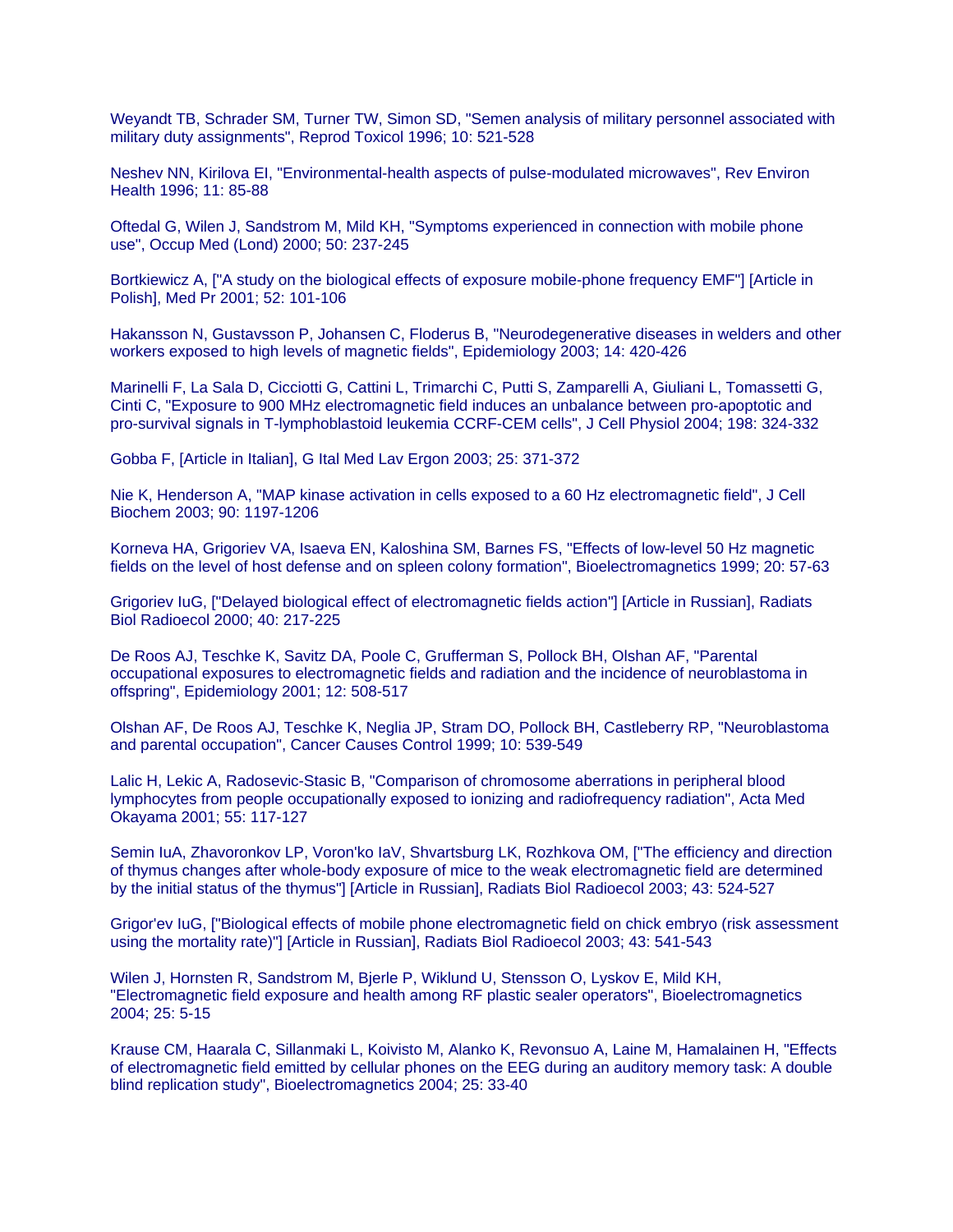Weyandt TB, Schrader SM, Turner TW, Simon SD, "Semen analysis of military personnel associated with military duty assignments", Reprod Toxicol 1996; 10: 521-528

Neshev NN, Kirilova EI, "Environmental-health aspects of pulse-modulated microwaves", Rev Environ Health 1996; 11: 85-88

Oftedal G, Wilen J, Sandstrom M, Mild KH, "Symptoms experienced in connection with mobile phone use", Occup Med (Lond) 2000; 50: 237-245

Bortkiewicz A, ["A study on the biological effects of exposure mobile-phone frequency EMF"] [Article in Polish], Med Pr 2001; 52: 101-106

Hakansson N, Gustavsson P, Johansen C, Floderus B, "Neurodegenerative diseases in welders and other workers exposed to high levels of magnetic fields", Epidemiology 2003; 14: 420-426

Marinelli F, La Sala D, Cicciotti G, Cattini L, Trimarchi C, Putti S, Zamparelli A, Giuliani L, Tomassetti G, Cinti C, "Exposure to 900 MHz electromagnetic field induces an unbalance between pro-apoptotic and pro-survival signals in T-lymphoblastoid leukemia CCRF-CEM cells", J Cell Physiol 2004; 198: 324-332

Gobba F, [Article in Italian], G Ital Med Lav Ergon 2003; 25: 371-372

Nie K, Henderson A, "MAP kinase activation in cells exposed to a 60 Hz electromagnetic field", J Cell Biochem 2003; 90: 1197-1206

Korneva HA, Grigoriev VA, Isaeva EN, Kaloshina SM, Barnes FS, "Effects of low-level 50 Hz magnetic fields on the level of host defense and on spleen colony formation", Bioelectromagnetics 1999; 20: 57-63

Grigoriev IuG, ["Delayed biological effect of electromagnetic fields action"] [Article in Russian], Radiats Biol Radioecol 2000; 40: 217-225

De Roos AJ, Teschke K, Savitz DA, Poole C, Grufferman S, Pollock BH, Olshan AF, "Parental occupational exposures to electromagnetic fields and radiation and the incidence of neuroblastoma in offspring", Epidemiology 2001; 12: 508-517

Olshan AF, De Roos AJ, Teschke K, Neglia JP, Stram DO, Pollock BH, Castleberry RP, "Neuroblastoma and parental occupation", Cancer Causes Control 1999; 10: 539-549

Lalic H, Lekic A, Radosevic-Stasic B, "Comparison of chromosome aberrations in peripheral blood lymphocytes from people occupationally exposed to ionizing and radiofrequency radiation", Acta Med Okayama 2001; 55: 117-127

Semin IuA, Zhavoronkov LP, Voron'ko IaV, Shvartsburg LK, Rozhkova OM, ["The efficiency and direction of thymus changes after whole-body exposure of mice to the weak electromagnetic field are determined by the initial status of the thymus"] [Article in Russian], Radiats Biol Radioecol 2003; 43: 524-527

Grigor'ev IuG, ["Biological effects of mobile phone electromagnetic field on chick embryo (risk assessment using the mortality rate)"] [Article in Russian], Radiats Biol Radioecol 2003; 43: 541-543

Wilen J, Hornsten R, Sandstrom M, Bjerle P, Wiklund U, Stensson O, Lyskov E, Mild KH, "Electromagnetic field exposure and health among RF plastic sealer operators", Bioelectromagnetics 2004; 25: 5-15

Krause CM, Haarala C, Sillanmaki L, Koivisto M, Alanko K, Revonsuo A, Laine M, Hamalainen H, "Effects of electromagnetic field emitted by cellular phones on the EEG during an auditory memory task: A double blind replication study", Bioelectromagnetics 2004; 25: 33-40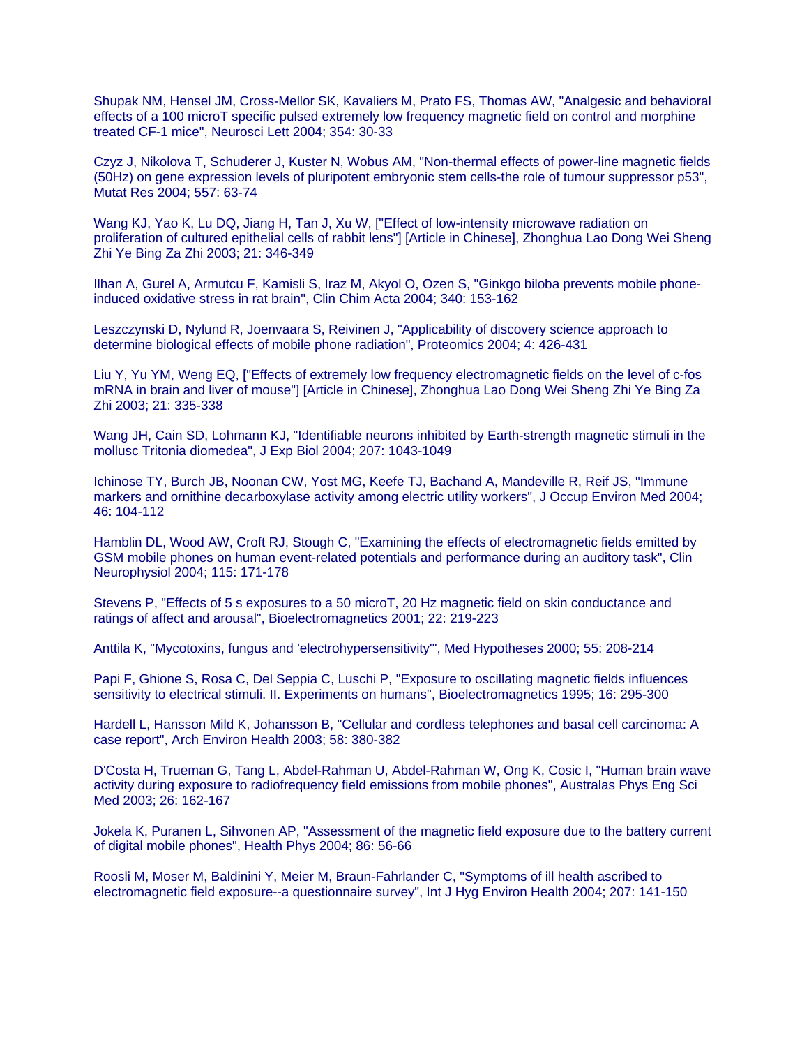Shupak NM, Hensel JM, Cross-Mellor SK, Kavaliers M, Prato FS, Thomas AW, "Analgesic and behavioral effects of a 100 microT specific pulsed extremely low frequency magnetic field on control and morphine treated CF-1 mice", Neurosci Lett 2004; 354: 30-33

Czyz J, Nikolova T, Schuderer J, Kuster N, Wobus AM, "Non-thermal effects of power-line magnetic fields (50Hz) on gene expression levels of pluripotent embryonic stem cells-the role of tumour suppressor p53", Mutat Res 2004; 557: 63-74

Wang KJ, Yao K, Lu DQ, Jiang H, Tan J, Xu W, ["Effect of low-intensity microwave radiation on proliferation of cultured epithelial cells of rabbit lens"] [Article in Chinese], Zhonghua Lao Dong Wei Sheng Zhi Ye Bing Za Zhi 2003; 21: 346-349

Ilhan A, Gurel A, Armutcu F, Kamisli S, Iraz M, Akyol O, Ozen S, "Ginkgo biloba prevents mobile phone-induced oxidative stress in rat brain", Clin Chim Acta 2004; 340: 153-162

Leszczynski D, Nylund R, Joenvaara S, Reivinen J, "Applicability of discovery science approach to determine biological effects of mobile phone radiation", Proteomics 2004; 4: 426-431

Liu Y, Yu YM, Weng EQ, ["Effects of extremely low frequency electromagnetic fields on the level of c-fos mRNA in brain and liver of mouse"] [Article in Chinese], Zhonghua Lao Dong Wei Sheng Zhi Ye Bing Za Zhi 2003; 21: 335-338

Wang JH, Cain SD, Lohmann KJ, "Identifiable neurons inhibited by Earth-strength magnetic stimuli in the mollusc Tritonia diomedea", J Exp Biol 2004; 207: 1043-1049

Ichinose TY, Burch JB, Noonan CW, Yost MG, Keefe TJ, Bachand A, Mandeville R, Reif JS, "Immune markers and ornithine decarboxylase activity among electric utility workers", J Occup Environ Med 2004; 46: 104-112

Hamblin DL, Wood AW, Croft RJ, Stough C, "Examining the effects of electromagnetic fields emitted by GSM mobile phones on human event-related potentials and performance during an auditory task", Clin Neurophysiol 2004; 115: 171-178

Stevens P, "Effects of 5 s exposures to a 50 microT, 20 Hz magnetic field on skin conductance and ratings of affect and arousal", Bioelectromagnetics 2001; 22: 219-223

Anttila K, "Mycotoxins, fungus and 'electrohypersensitivity'", Med Hypotheses 2000; 55: 208-214

Papi F, Ghione S, Rosa C, Del Seppia C, Luschi P, "Exposure to oscillating magnetic fields influences sensitivity to electrical stimuli. II. Experiments on humans", Bioelectromagnetics 1995; 16: 295-300

Hardell L, Hansson Mild K, Johansson B, "Cellular and cordless telephones and basal cell carcinoma: A case report", Arch Environ Health 2003; 58: 380-382

D'Costa H, Trueman G, Tang L, Abdel-Rahman U, Abdel-Rahman W, Ong K, Cosic I, "Human brain wave activity during exposure to radiofrequency field emissions from mobile phones", Australas Phys Eng Sci Med 2003; 26: 162-167

Jokela K, Puranen L, Sihvonen AP, "Assessment of the magnetic field exposure due to the battery current of digital mobile phones", Health Phys 2004; 86: 56-66

Roosli M, Moser M, Baldinini Y, Meier M, Braun-Fahrlander C, "Symptoms of ill health ascribed to electromagnetic field exposure--a questionnaire survey", Int J Hyg Environ Health 2004; 207: 141-150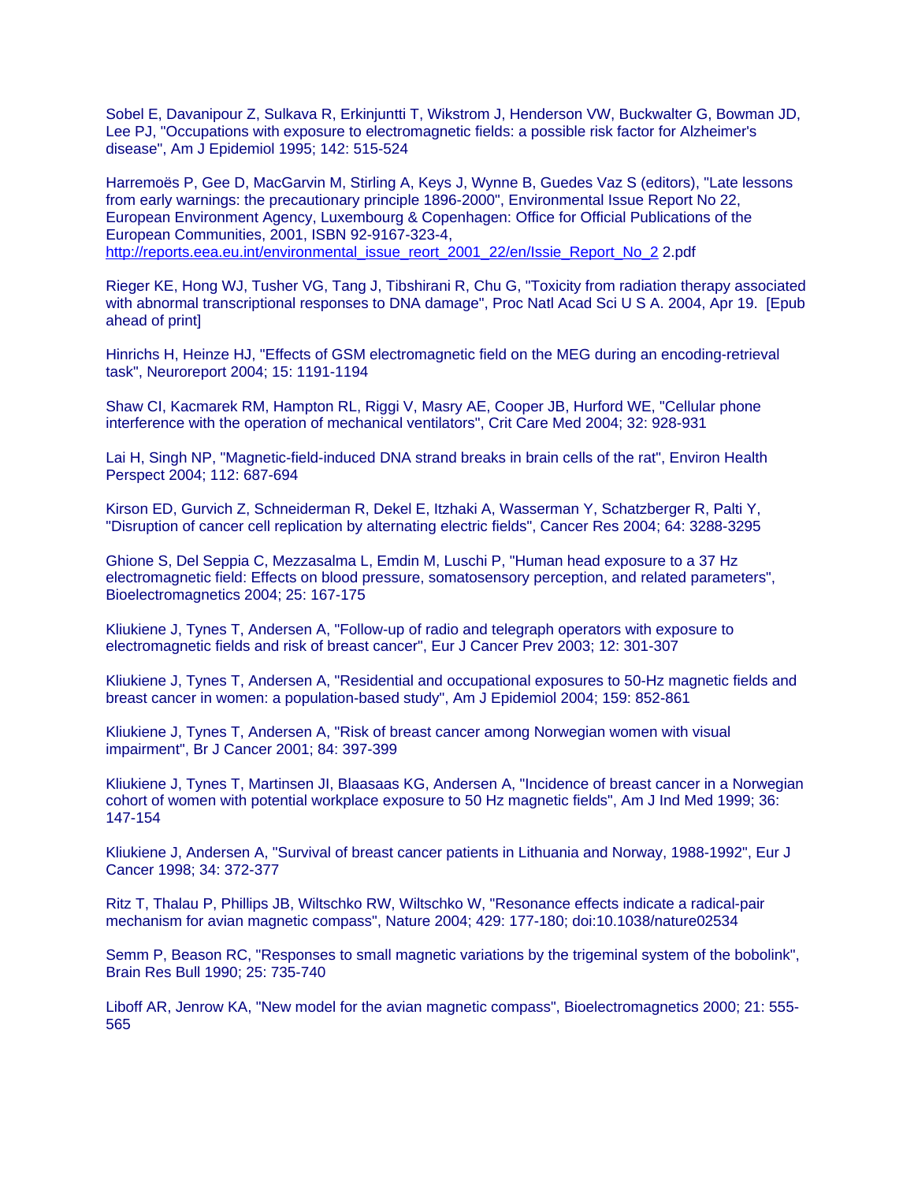Sobel E, Davanipour Z, Sulkava R, Erkinjuntti T, Wikstrom J, Henderson VW, Buckwalter G, Bowman JD, Lee PJ, "Occupations with exposure to electromagnetic fields: a possible risk factor for Alzheimer's disease", Am J Epidemiol 1995; 142: 515-524

Harremoës P, Gee D, MacGarvin M, Stirling A, Keys J, Wynne B, Guedes Vaz S (editors), "Late lessons from early warnings: the precautionary principle 1896-2000", Environmental Issue Report No 22, European Environment Agency, Luxembourg & Copenhagen: Office for Official Publications of the European Communities, 2001, ISBN 92-9167-323-4, http://reports.eea.eu.int/environmental_issue_reort_2001_22/en/Issie_Report_No_2 2.pdf

Rieger KE, Hong WJ, Tusher VG, Tang J, Tibshirani R, Chu G, "Toxicity from radiation therapy associated with abnormal transcriptional responses to DNA damage", Proc Natl Acad Sci U S A. 2004, Apr 19. [Epub ahead of print]

Hinrichs H, Heinze HJ, "Effects of GSM electromagnetic field on the MEG during an encoding-retrieval task", Neuroreport 2004; 15: 1191-1194

Shaw CI, Kacmarek RM, Hampton RL, Riggi V, Masry AE, Cooper JB, Hurford WE, "Cellular phone interference with the operation of mechanical ventilators", Crit Care Med 2004; 32: 928-931

Lai H, Singh NP, "Magnetic-field-induced DNA strand breaks in brain cells of the rat", Environ Health Perspect 2004; 112: 687-694

Kirson ED, Gurvich Z, Schneiderman R, Dekel E, Itzhaki A, Wasserman Y, Schatzberger R, Palti Y, "Disruption of cancer cell replication by alternating electric fields", Cancer Res 2004; 64: 3288-3295

Ghione S, Del Seppia C, Mezzasalma L, Emdin M, Luschi P, "Human head exposure to a 37 Hz electromagnetic field: Effects on blood pressure, somatosensory perception, and related parameters", Bioelectromagnetics 2004; 25: 167-175

Kliukiene J, Tynes T, Andersen A, "Follow-up of radio and telegraph operators with exposure to electromagnetic fields and risk of breast cancer", Eur J Cancer Prev 2003; 12: 301-307

Kliukiene J, Tynes T, Andersen A, "Residential and occupational exposures to 50-Hz magnetic fields and breast cancer in women: a population-based study", Am J Epidemiol 2004; 159: 852-861

Kliukiene J, Tynes T, Andersen A, "Risk of breast cancer among Norwegian women with visual impairment", Br J Cancer 2001; 84: 397-399

Kliukiene J, Tynes T, Martinsen JI, Blaasaas KG, Andersen A, "Incidence of breast cancer in a Norwegian cohort of women with potential workplace exposure to 50 Hz magnetic fields", Am J Ind Med 1999; 36: 147-154

Kliukiene J, Andersen A, "Survival of breast cancer patients in Lithuania and Norway, 1988-1992", Eur J Cancer 1998; 34: 372-377

Ritz T, Thalau P, Phillips JB, Wiltschko RW, Wiltschko W, "Resonance effects indicate a radical-pair mechanism for avian magnetic compass", Nature 2004; 429: 177-180; doi:10.1038/nature02534

Semm P, Beason RC, "Responses to small magnetic variations by the trigeminal system of the bobolink", Brain Res Bull 1990; 25: 735-740

Liboff AR, Jenrow KA, "New model for the avian magnetic compass", Bioelectromagnetics 2000; 21: 555-565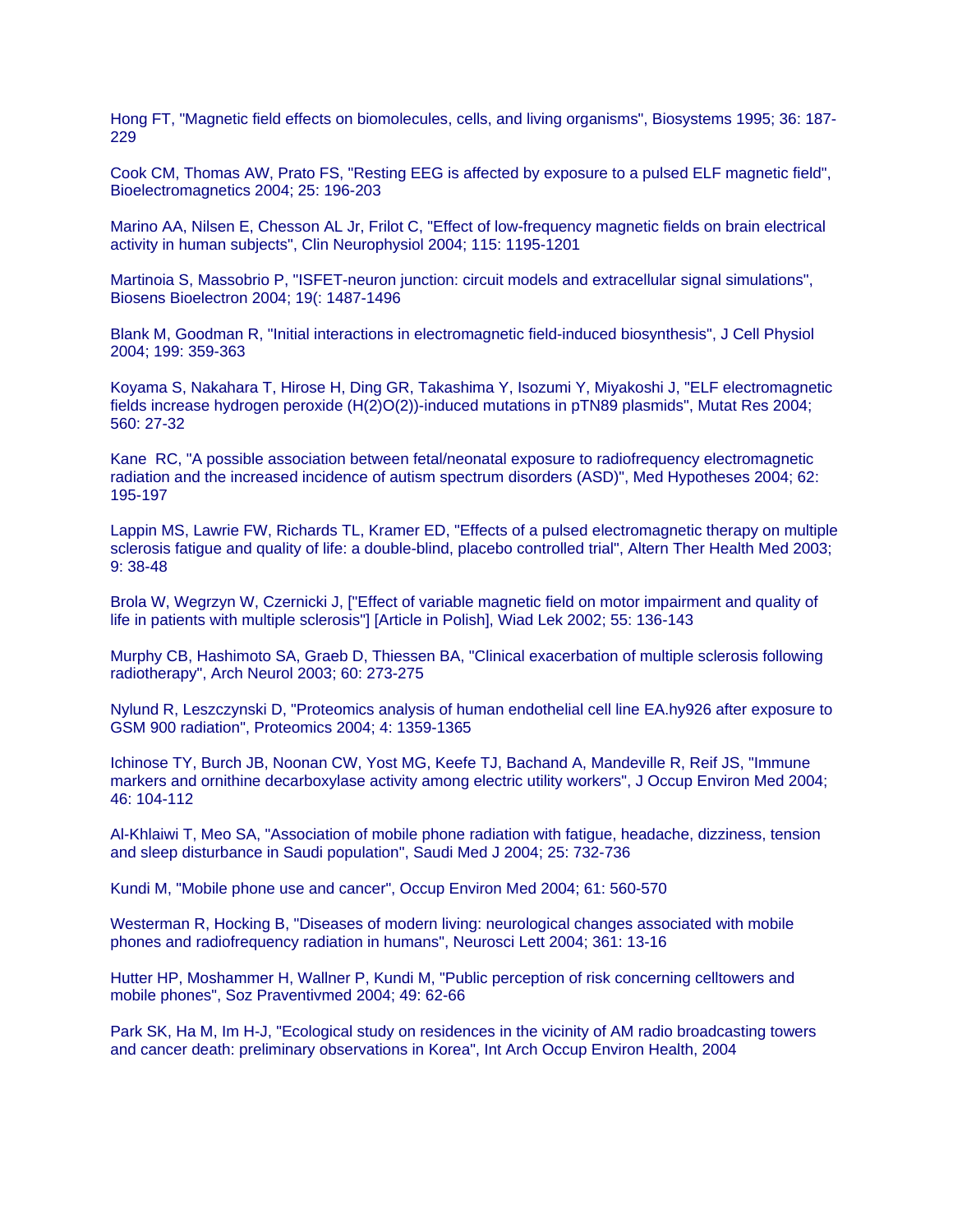Hong FT, "Magnetic field effects on biomolecules, cells, and living organisms", Biosystems 1995; 36: 187-229

Cook CM, Thomas AW, Prato FS, "Resting EEG is affected by exposure to a pulsed ELF magnetic field", Bioelectromagnetics 2004; 25: 196-203

Marino AA, Nilsen E, Chesson AL Jr, Frilot C, "Effect of low-frequency magnetic fields on brain electrical activity in human subjects", Clin Neurophysiol 2004; 115: 1195-1201

Martinoia S, Massobrio P, "ISFET-neuron junction: circuit models and extracellular signal simulations", Biosens Bioelectron 2004; 19(: 1487-1496

Blank M, Goodman R, "Initial interactions in electromagnetic field-induced biosynthesis", J Cell Physiol 2004; 199: 359-363

Koyama S, Nakahara T, Hirose H, Ding GR, Takashima Y, Isozumi Y, Miyakoshi J, "ELF electromagnetic fields increase hydrogen peroxide (H(2)O(2))-induced mutations in pTN89 plasmids", Mutat Res 2004; 560: 27-32

Kane RC, "A possible association between fetal/neonatal exposure to radiofrequency electromagnetic radiation and the increased incidence of autism spectrum disorders (ASD)", Med Hypotheses 2004; 62: 195-197

Lappin MS, Lawrie FW, Richards TL, Kramer ED, "Effects of a pulsed electromagnetic therapy on multiple sclerosis fatigue and quality of life: a double-blind, placebo controlled trial", Altern Ther Health Med 2003; 9: 38-48

Brola W, Wegrzyn W, Czernicki J, ["Effect of variable magnetic field on motor impairment and quality of life in patients with multiple sclerosis"] [Article in Polish], Wiad Lek 2002; 55: 136-143

Murphy CB, Hashimoto SA, Graeb D, Thiessen BA, "Clinical exacerbation of multiple sclerosis following radiotherapy", Arch Neurol 2003; 60: 273-275

Nylund R, Leszczynski D, "Proteomics analysis of human endothelial cell line EA.hy926 after exposure to GSM 900 radiation", Proteomics 2004; 4: 1359-1365

Ichinose TY, Burch JB, Noonan CW, Yost MG, Keefe TJ, Bachand A, Mandeville R, Reif JS, "Immune markers and ornithine decarboxylase activity among electric utility workers", J Occup Environ Med 2004; 46: 104-112

Al-Khlaiwi T, Meo SA, "Association of mobile phone radiation with fatigue, headache, dizziness, tension and sleep disturbance in Saudi population", Saudi Med J 2004; 25: 732-736

Kundi M, "Mobile phone use and cancer", Occup Environ Med 2004; 61: 560-570

Westerman R, Hocking B, "Diseases of modern living: neurological changes associated with mobile phones and radiofrequency radiation in humans", Neurosci Lett 2004; 361: 13-16

Hutter HP, Moshammer H, Wallner P, Kundi M, "Public perception of risk concerning celltowers and mobile phones", Soz Praventivmed 2004; 49: 62-66

Park SK, Ha M, Im H-J, "Ecological study on residences in the vicinity of AM radio broadcasting towers and cancer death: preliminary observations in Korea", Int Arch Occup Environ Health, 2004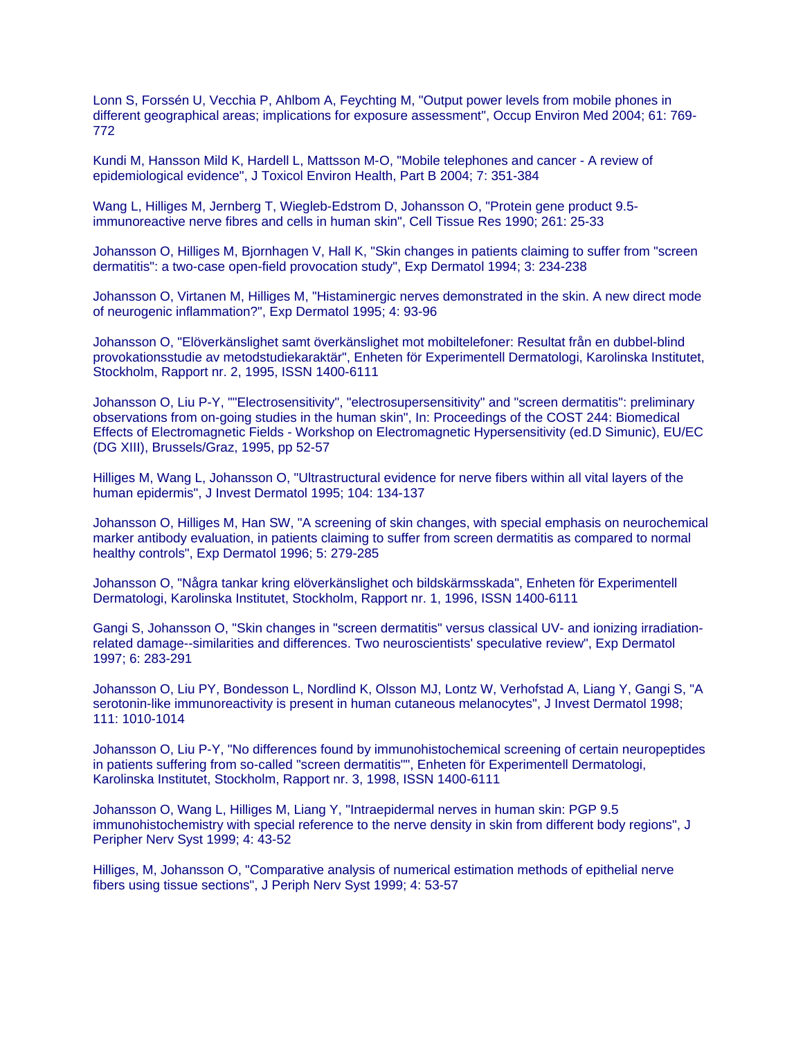Lonn S, Forssén U, Vecchia P, Ahlbom A, Feychting M, "Output power levels from mobile phones in different geographical areas; implications for exposure assessment", Occup Environ Med 2004; 61: 769-772

Kundi M, Hansson Mild K, Hardell L, Mattsson M-O, "Mobile telephones and cancer - A review of epidemiological evidence", J Toxicol Environ Health, Part B 2004; 7: 351-384

Wang L, Hilliges M, Jernberg T, Wiegleb-Edstrom D, Johansson O, "Protein gene product 9.5-immunoreactive nerve fibres and cells in human skin", Cell Tissue Res 1990; 261: 25-33

Johansson O, Hilliges M, Bjornhagen V, Hall K, "Skin changes in patients claiming to suffer from "screen dermatitis": a two-case open-field provocation study", Exp Dermatol 1994; 3: 234-238

Johansson O, Virtanen M, Hilliges M, "Histaminergic nerves demonstrated in the skin. A new direct mode of neurogenic inflammation?", Exp Dermatol 1995; 4: 93-96

Johansson O, "Elöverkänslighet samt överkänslighet mot mobiltelefoner: Resultat från en dubbel-blind provokationsstudie av metodstudiekaraktär", Enheten för Experimentell Dermatologi, Karolinska Institutet, Stockholm, Rapport nr. 2, 1995, ISSN 1400-6111

Johansson O, Liu P-Y, ""Electrosensitivity", "electrosupersensitivity" and "screen dermatitis": preliminary observations from on-going studies in the human skin", In: Proceedings of the COST 244: Biomedical Effects of Electromagnetic Fields - Workshop on Electromagnetic Hypersensitivity (ed.D Simunic), EU/EC (DG XIII), Brussels/Graz, 1995, pp 52-57

Hilliges M, Wang L, Johansson O, "Ultrastructural evidence for nerve fibers within all vital layers of the human epidermis", J Invest Dermatol 1995; 104: 134-137

Johansson O, Hilliges M, Han SW, "A screening of skin changes, with special emphasis on neurochemical marker antibody evaluation, in patients claiming to suffer from screen dermatitis as compared to normal healthy controls", Exp Dermatol 1996; 5: 279-285

Johansson O, "Några tankar kring elöverkänslighet och bildskärmsskada", Enheten för Experimentell Dermatologi, Karolinska Institutet, Stockholm, Rapport nr. 1, 1996, ISSN 1400-6111

Gangi S, Johansson O, "Skin changes in "screen dermatitis" versus classical UV- and ionizing irradiation-related damage--similarities and differences. Two neuroscientists' speculative review", Exp Dermatol 1997; 6: 283-291

Johansson O, Liu PY, Bondesson L, Nordlind K, Olsson MJ, Lontz W, Verhofstad A, Liang Y, Gangi S, "A serotonin-like immunoreactivity is present in human cutaneous melanocytes", J Invest Dermatol 1998; 111: 1010-1014

Johansson O, Liu P-Y, "No differences found by immunohistochemical screening of certain neuropeptides in patients suffering from so-called "screen dermatitis"", Enheten för Experimentell Dermatologi, Karolinska Institutet, Stockholm, Rapport nr. 3, 1998, ISSN 1400-6111

Johansson O, Wang L, Hilliges M, Liang Y, "Intraepidermal nerves in human skin: PGP 9.5 immunohistochemistry with special reference to the nerve density in skin from different body regions", J Peripher Nerv Syst 1999; 4: 43-52

Hilliges, M, Johansson O, "Comparative analysis of numerical estimation methods of epithelial nerve fibers using tissue sections", J Periph Nerv Syst 1999; 4: 53-57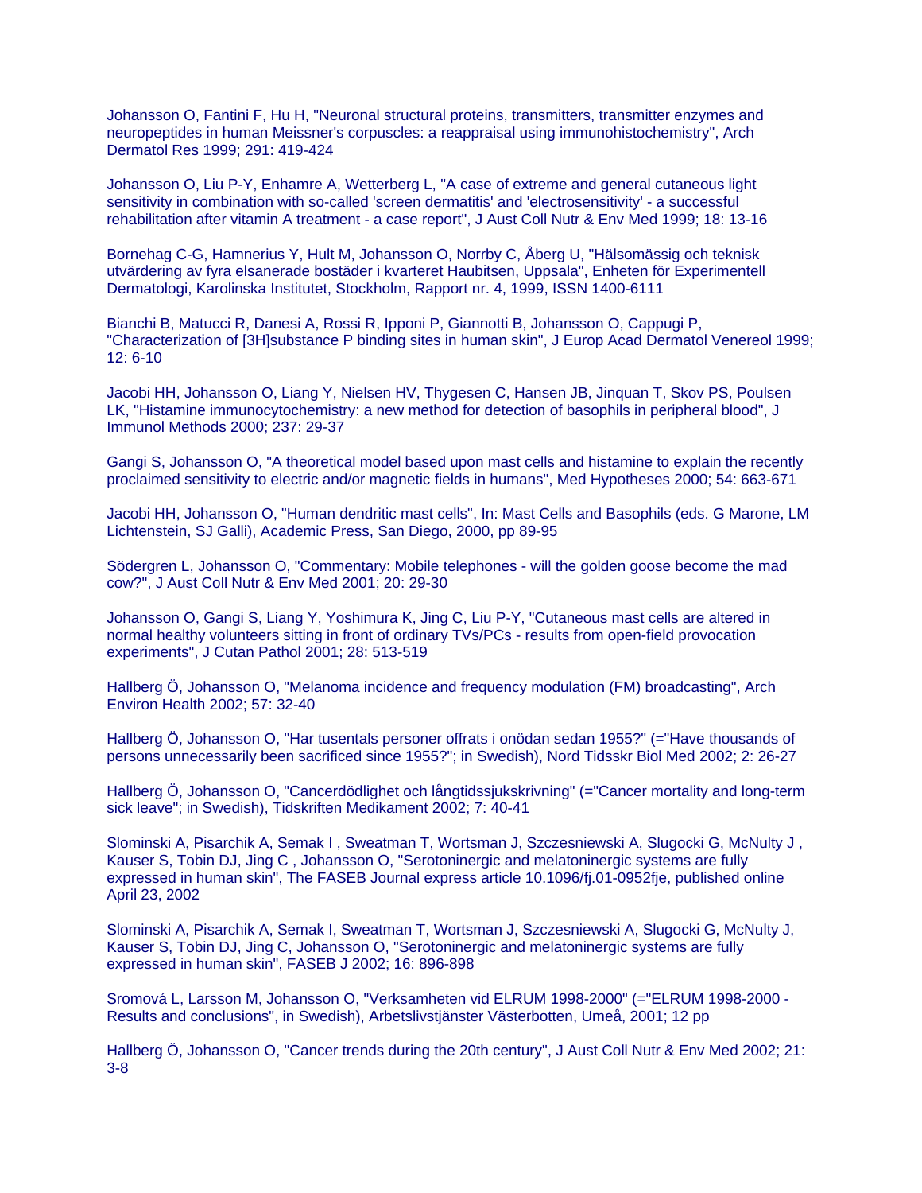Johansson O, Fantini F, Hu H, "Neuronal structural proteins, transmitters, transmitter enzymes and neuropeptides in human Meissner's corpuscles: a reappraisal using immunohistochemistry", Arch Dermatol Res 1999; 291: 419-424

Johansson O, Liu P-Y, Enhamre A, Wetterberg L, "A case of extreme and general cutaneous light sensitivity in combination with so-called 'screen dermatitis' and 'electrosensitivity' - a successful rehabilitation after vitamin A treatment - a case report", J Aust Coll Nutr & Env Med 1999; 18: 13-16

Bornehag C-G, Hamnerius Y, Hult M, Johansson O, Norrby C, Åberg U, "Hälsomässig och teknisk utvärdering av fyra elsanerade bostäder i kvarteret Haubitsen, Uppsala", Enheten för Experimentell Dermatologi, Karolinska Institutet, Stockholm, Rapport nr. 4, 1999, ISSN 1400-6111

Bianchi B, Matucci R, Danesi A, Rossi R, Ipponi P, Giannotti B, Johansson O, Cappugi P, "Characterization of [3H]substance P binding sites in human skin", J Europ Acad Dermatol Venereol 1999; 12: 6-10

Jacobi HH, Johansson O, Liang Y, Nielsen HV, Thygesen C, Hansen JB, Jinquan T, Skov PS, Poulsen LK, "Histamine immunocytochemistry: a new method for detection of basophils in peripheral blood", J Immunol Methods 2000; 237: 29-37

Gangi S, Johansson O, "A theoretical model based upon mast cells and histamine to explain the recently proclaimed sensitivity to electric and/or magnetic fields in humans", Med Hypotheses 2000; 54: 663-671

Jacobi HH, Johansson O, "Human dendritic mast cells", In: Mast Cells and Basophils (eds. G Marone, LM Lichtenstein, SJ Galli), Academic Press, San Diego, 2000, pp 89-95

Södergren L, Johansson O, "Commentary: Mobile telephones - will the golden goose become the mad cow?", J Aust Coll Nutr & Env Med 2001; 20: 29-30

Johansson O, Gangi S, Liang Y, Yoshimura K, Jing C, Liu P-Y, "Cutaneous mast cells are altered in normal healthy volunteers sitting in front of ordinary TVs/PCs - results from open-field provocation experiments", J Cutan Pathol 2001; 28: 513-519

Hallberg Ö, Johansson O, "Melanoma incidence and frequency modulation (FM) broadcasting", Arch Environ Health 2002; 57: 32-40

Hallberg Ö, Johansson O, "Har tusentals personer offrats i onödan sedan 1955?" (="Have thousands of persons unnecessarily been sacrificed since 1955?"; in Swedish), Nord Tidsskr Biol Med 2002; 2: 26-27

Hallberg Ö, Johansson O, "Cancerdödlighet och långtidssjukskrivning" (="Cancer mortality and long-term sick leave"; in Swedish), Tidskriften Medikament 2002; 7: 40-41

Slominski A, Pisarchik A, Semak I , Sweatman T, Wortsman J, Szczesniewski A, Slugocki G, McNulty J , Kauser S, Tobin DJ, Jing C , Johansson O, "Serotoninergic and melatoninergic systems are fully expressed in human skin", The FASEB Journal express article 10.1096/fj.01-0952fje, published online April 23, 2002

Slominski A, Pisarchik A, Semak I, Sweatman T, Wortsman J, Szczesniewski A, Slugocki G, McNulty J, Kauser S, Tobin DJ, Jing C, Johansson O, "Serotoninergic and melatoninergic systems are fully expressed in human skin", FASEB J 2002; 16: 896-898

Sromová L, Larsson M, Johansson O, "Verksamheten vid ELRUM 1998-2000" (="ELRUM 1998-2000 - Results and conclusions", in Swedish), Arbetslivstjänster Västerbotten, Umeå, 2001; 12 pp

Hallberg Ö, Johansson O, "Cancer trends during the 20th century", J Aust Coll Nutr & Env Med 2002; 21: 3-8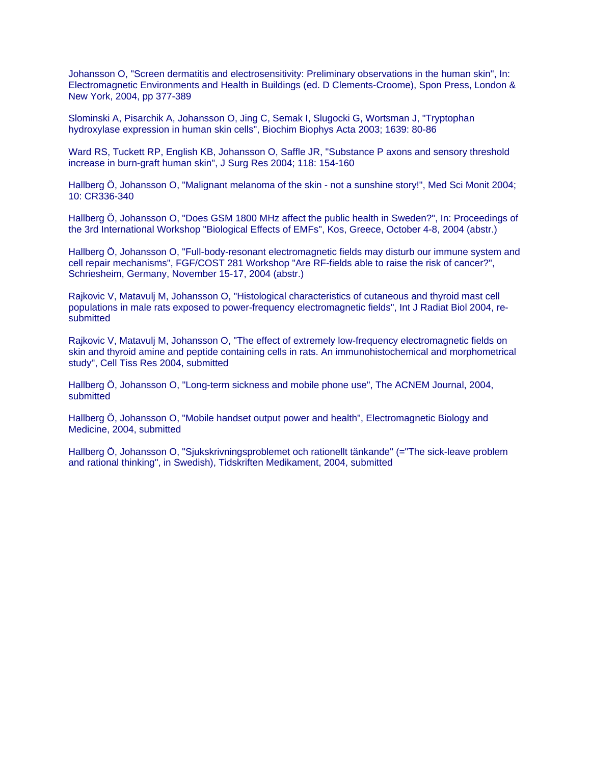Johansson O, "Screen dermatitis and electrosensitivity: Preliminary observations in the human skin", In: Electromagnetic Environments and Health in Buildings (ed. D Clements-Croome), Spon Press, London & New York, 2004, pp 377-389

Slominski A, Pisarchik A, Johansson O, Jing C, Semak I, Slugocki G, Wortsman J, "Tryptophan hydroxylase expression in human skin cells", Biochim Biophys Acta 2003; 1639: 80-86

Ward RS, Tuckett RP, English KB, Johansson O, Saffle JR, "Substance P axons and sensory threshold increase in burn-graft human skin", J Surg Res 2004; 118: 154-160

Hallberg Ö, Johansson O, "Malignant melanoma of the skin - not a sunshine story!", Med Sci Monit 2004; 10: CR336-340

Hallberg Ö, Johansson O, "Does GSM 1800 MHz affect the public health in Sweden?", In: Proceedings of the 3rd International Workshop "Biological Effects of EMFs", Kos, Greece, October 4-8, 2004 (abstr.)

Hallberg Ö, Johansson O, "Full-body-resonant electromagnetic fields may disturb our immune system and cell repair mechanisms", FGF/COST 281 Workshop "Are RF-fields able to raise the risk of cancer?", Schriesheim, Germany, November 15-17, 2004 (abstr.)

Rajkovic V, Matavulj M, Johansson O, "Histological characteristics of cutaneous and thyroid mast cell populations in male rats exposed to power-frequency electromagnetic fields", Int J Radiat Biol 2004, re-submitted

Rajkovic V, Matavulj M, Johansson O, "The effect of extremely low-frequency electromagnetic fields on skin and thyroid amine and peptide containing cells in rats. An immunohistochemical and morphometrical study", Cell Tiss Res 2004, submitted

Hallberg Ö, Johansson O, "Long-term sickness and mobile phone use", The ACNEM Journal, 2004, submitted

Hallberg Ö, Johansson O, "Mobile handset output power and health", Electromagnetic Biology and Medicine, 2004, submitted

Hallberg Ö, Johansson O, "Sjukskrivningsproblemet och rationellt tänkande" (="The sick-leave problem and rational thinking", in Swedish), Tidskriften Medikament, 2004, submitted